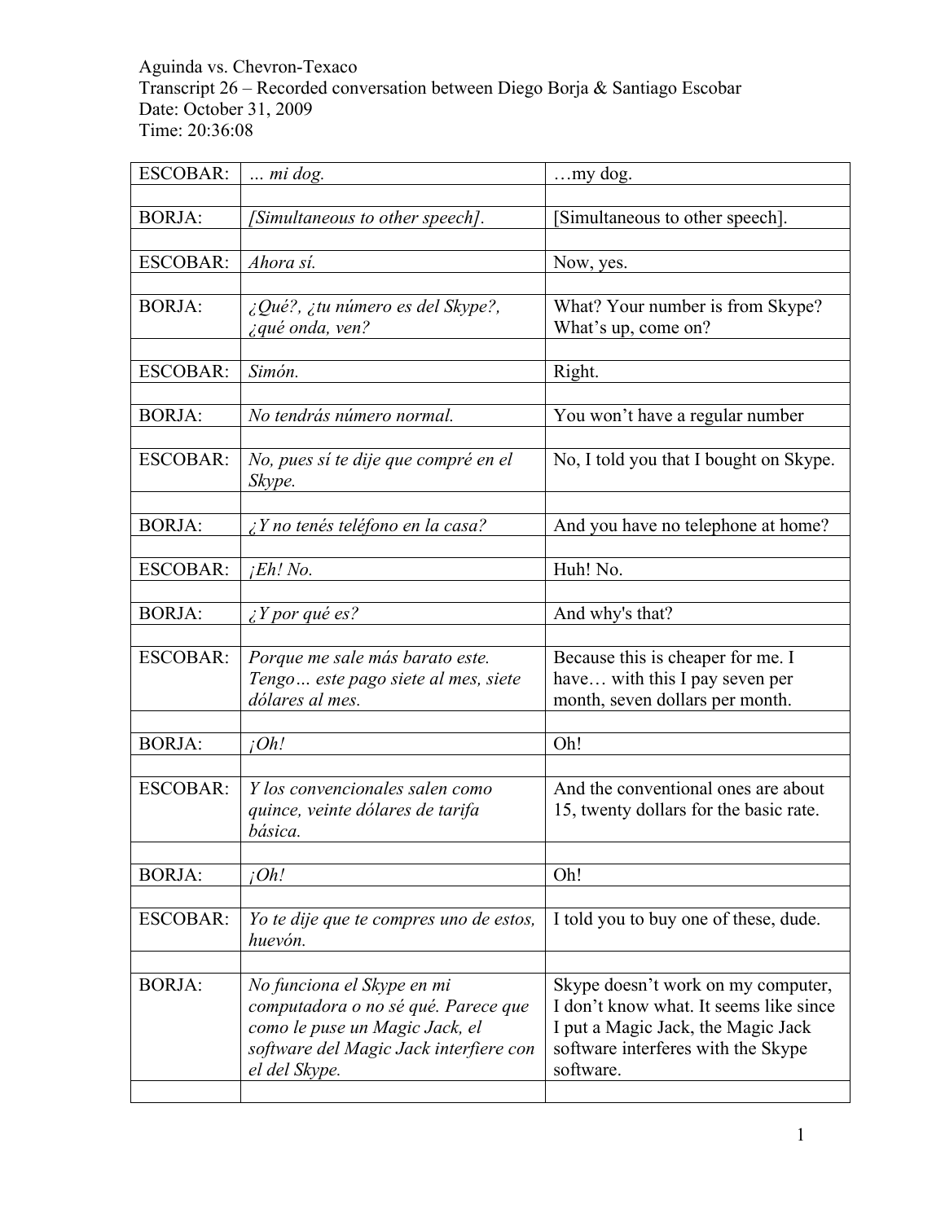Aguinda vs. Chevron-Texaco
Transcript 26 – Recorded conversation between Diego Borja & Santiago Escobar
Date: October 31, 2009
Time: 20:36:08

| | | |
|---|---|---|
| ESCOBAR: | *... mi dog.* | …my dog. |
| BORJA: | *[Simultaneous to other speech].* | [Simultaneous to other speech]. |
| ESCOBAR: | *Ahora sí.* | Now, yes. |
| BORJA: | *¿Qué?, ¿tu número es del Skype?, ¿qué onda, ven?* | What? Your number is from Skype? What's up, come on? |
| ESCOBAR: | *Simón.* | Right. |
| BORJA: | *No tendrás número normal.* | You won't have a regular number |
| ESCOBAR: | *No, pues sí te dije que compré en el Skype.* | No, I told you that I bought on Skype. |
| BORJA: | *¿Y no tenés teléfono en la casa?* | And you have no telephone at home? |
| ESCOBAR: | *¡Eh! No.* | Huh! No. |
| BORJA: | *¿Y por qué es?* | And why's that? |
| ESCOBAR: | *Porque me sale más barato este. Tengo… este pago siete al mes, siete dólares al mes.* | Because this is cheaper for me. I have… with this I pay seven per month, seven dollars per month. |
| BORJA: | *¡Oh!* | Oh! |
| ESCOBAR: | *Y los convencionales salen como quince, veinte dólares de tarifa básica.* | And the conventional ones are about 15, twenty dollars for the basic rate. |
| BORJA: | *¡Oh!* | Oh! |
| ESCOBAR: | *Yo te dije que te compres uno de estos, huevón.* | I told you to buy one of these, dude. |
| BORJA: | *No funciona el Skype en mi computadora o no sé qué. Parece que como le puse un Magic Jack, el software del Magic Jack interfiere con el del Skype.* | Skype doesn't work on my computer, I don't know what. It seems like since I put a Magic Jack, the Magic Jack software interferes with the Skype software. |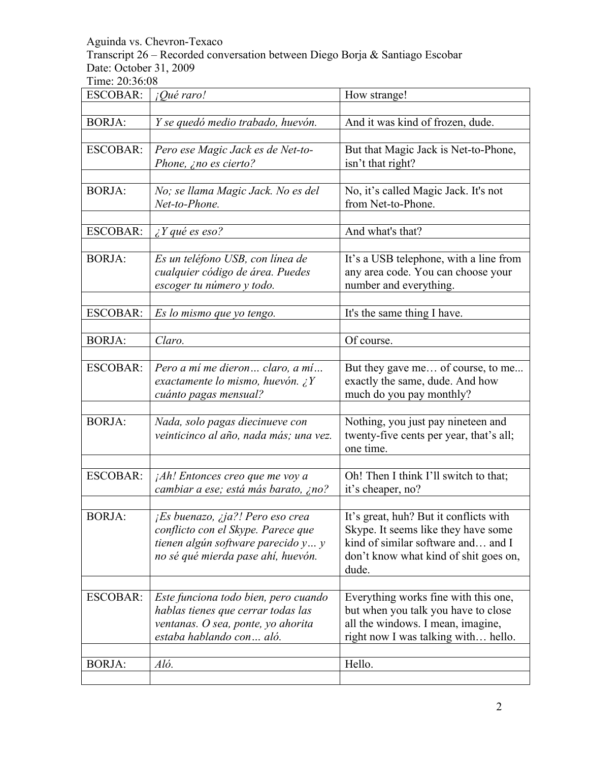Aguinda vs. Chevron-Texaco
Transcript 26 – Recorded conversation between Diego Borja & Santiago Escobar
Date: October 31, 2009
Time: 20:36:08

| | | |
|---|---|---|
| ESCOBAR: | *¡Qué raro!* | How strange! |
| | | |
| BORJA: | *Y se quedó medio trabado, huevón.* | And it was kind of frozen, dude. |
| | | |
| ESCOBAR: | *Pero ese Magic Jack es de Net-to-Phone, ¿no es cierto?* | But that Magic Jack is Net-to-Phone, isn't that right? |
| | | |
| BORJA: | *No; se llama Magic Jack. No es del Net-to-Phone.* | No, it's called Magic Jack. It's not from Net-to-Phone. |
| | | |
| ESCOBAR: | *¿Y qué es eso?* | And what's that? |
| | | |
| BORJA: | *Es un teléfono USB, con línea de cualquier código de área. Puedes escoger tu número y todo.* | It's a USB telephone, with a line from any area code. You can choose your number and everything. |
| | | |
| ESCOBAR: | *Es lo mismo que yo tengo.* | It's the same thing I have. |
| | | |
| BORJA: | *Claro.* | Of course. |
| | | |
| ESCOBAR: | *Pero a mí me dieron… claro, a mí… exactamente lo mismo, huevón. ¿Y cuánto pagas mensual?* | But they gave me… of course, to me... exactly the same, dude. And how much do you pay monthly? |
| | | |
| BORJA: | *Nada, solo pagas diecinueve con veinticinco al año, nada más; una vez.* | Nothing, you just pay nineteen and twenty-five cents per year, that's all; one time. |
| | | |
| ESCOBAR: | *¡Ah! Entonces creo que me voy a cambiar a ese; está más barato, ¿no?* | Oh! Then I think I'll switch to that; it's cheaper, no? |
| | | |
| BORJA: | *¡Es buenazo, ¿ja?! Pero eso crea conflicto con el Skype. Parece que tienen algún software parecido y… y no sé qué mierda pase ahí, huevón.* | It's great, huh? But it conflicts with Skype. It seems like they have some kind of similar software and… and I don't know what kind of shit goes on, dude. |
| | | |
| ESCOBAR: | *Este funciona todo bien, pero cuando hablas tienes que cerrar todas las ventanas. O sea, ponte, yo ahorita estaba hablando con… aló.* | Everything works fine with this one, but when you talk you have to close all the windows. I mean, imagine, right now I was talking with… hello. |
| | | |
| BORJA: | *Aló.* | Hello. |
| | | |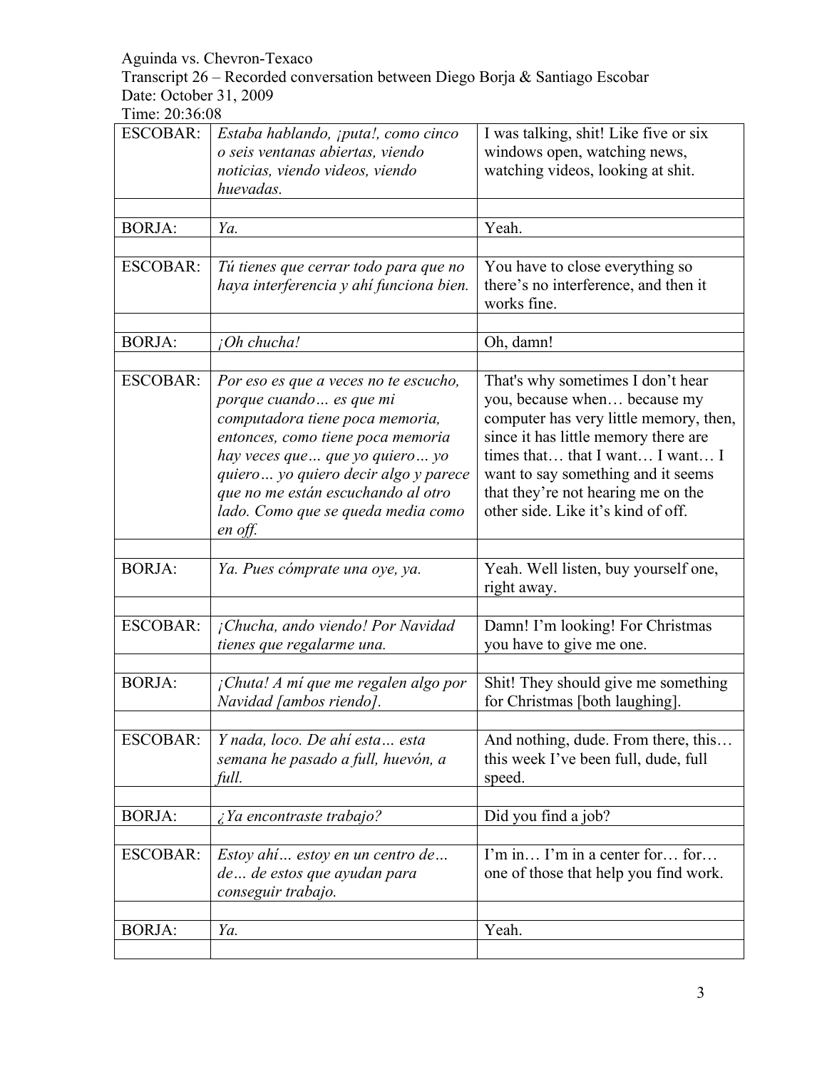Aguinda vs. Chevron-Texaco
Transcript 26 – Recorded conversation between Diego Borja & Santiago Escobar
Date: October 31, 2009
Time: 20:36:08

| | | |
|---|---|---|
| ESCOBAR: | *Estaba hablando, ¡puta!, como cinco o seis ventanas abiertas, viendo noticias, viendo videos, viendo huevadas.* | I was talking, shit! Like five or six windows open, watching news, watching videos, looking at shit. |
| | | |
| BORJA: | *Ya.* | Yeah. |
| | | |
| ESCOBAR: | *Tú tienes que cerrar todo para que no haya interferencia y ahí funciona bien.* | You have to close everything so there's no interference, and then it works fine. |
| | | |
| BORJA: | *¡Oh chucha!* | Oh, damn! |
| | | |
| ESCOBAR: | *Por eso es que a veces no te escucho, porque cuando… es que mi computadora tiene poca memoria, entonces, como tiene poca memoria hay veces que… que yo quiero… yo quiero… yo quiero decir algo y parece que no me están escuchando al otro lado. Como que se queda media como en off.* | That's why sometimes I don't hear you, because when… because my computer has very little memory, then, since it has little memory there are times that… that I want… I want… I want to say something and it seems that they're not hearing me on the other side. Like it's kind of off. |
| | | |
| BORJA: | *Ya. Pues cómprate una oye, ya.* | Yeah. Well listen, buy yourself one, right away. |
| | | |
| ESCOBAR: | *¡Chucha, ando viendo! Por Navidad tienes que regalarme una.* | Damn! I'm looking! For Christmas you have to give me one. |
| | | |
| BORJA: | *¡Chuta! A mí que me regalen algo por Navidad [ambos riendo].* | Shit! They should give me something for Christmas [both laughing]. |
| | | |
| ESCOBAR: | *Y nada, loco. De ahí esta… esta semana he pasado a full, huevón, a full.* | And nothing, dude. From there, this… this week I've been full, dude, full speed. |
| | | |
| BORJA: | *¿Ya encontraste trabajo?* | Did you find a job? |
| | | |
| ESCOBAR: | *Estoy ahí… estoy en un centro de… de… de estos que ayudan para conseguir trabajo.* | I'm in… I'm in a center for… for… one of those that help you find work. |
| | | |
| BORJA: | *Ya.* | Yeah. |
| | | |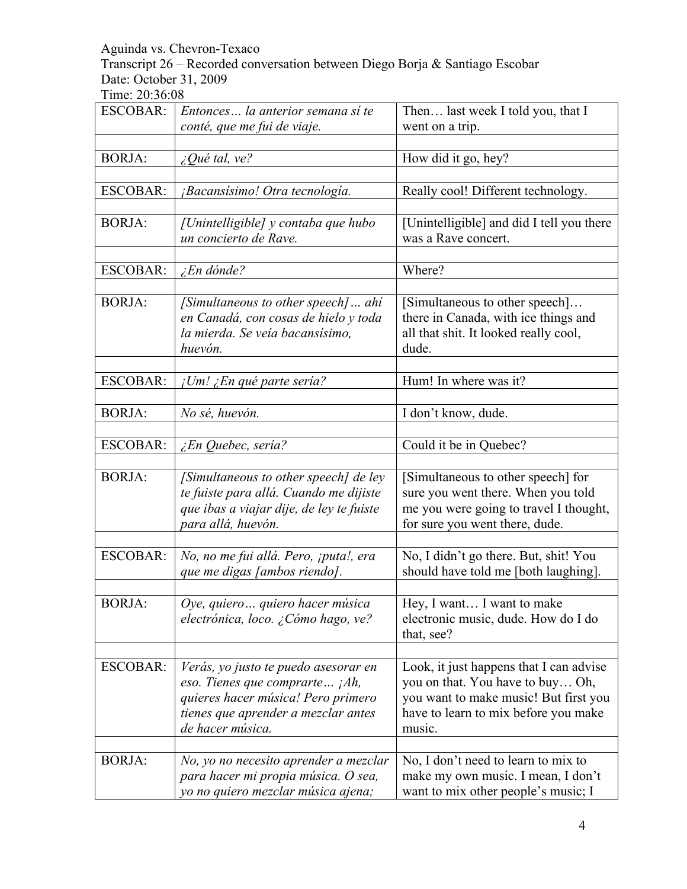Aguinda vs. Chevron-Texaco

Transcript 26 – Recorded conversation between Diego Borja & Santiago Escobar

Date: October 31, 2009

Time: 20:36:08

| | | |
|---|---|---|
| ESCOBAR: | *Entonces… la anterior semana sí te conté, que me fui de viaje.* | Then… last week I told you, that I went on a trip. |
| | | |
| BORJA: | *¿Qué tal, ve?* | How did it go, hey? |
| | | |
| ESCOBAR: | *¡Bacansísimo! Otra tecnología.* | Really cool! Different technology. |
| | | |
| BORJA: | *[Unintelligible] y contaba que hubo un concierto de Rave.* | [Unintelligible] and did I tell you there was a Rave concert. |
| | | |
| ESCOBAR: | *¿En dónde?* | Where? |
| | | |
| BORJA: | *[Simultaneous to other speech]… ahí en Canadá, con cosas de hielo y toda la mierda. Se veía bacansísimo, huevón.* | [Simultaneous to other speech]… there in Canada, with ice things and all that shit. It looked really cool, dude. |
| | | |
| ESCOBAR: | *¡Um! ¿En qué parte sería?* | Hum! In where was it? |
| | | |
| BORJA: | *No sé, huevón.* | I don't know, dude. |
| | | |
| ESCOBAR: | *¿En Quebec, sería?* | Could it be in Quebec? |
| | | |
| BORJA: | *[Simultaneous to other speech] de ley te fuiste para allá. Cuando me dijiste que ibas a viajar dije, de ley te fuiste para allá, huevón.* | [Simultaneous to other speech] for sure you went there. When you told me you were going to travel I thought, for sure you went there, dude. |
| | | |
| ESCOBAR: | *No, no me fui allá. Pero, ¡puta!, era que me digas [ambos riendo].* | No, I didn't go there. But, shit! You should have told me [both laughing]. |
| | | |
| BORJA: | *Oye, quiero… quiero hacer música electrónica, loco. ¿Cómo hago, ve?* | Hey, I want… I want to make electronic music, dude. How do I do that, see? |
| | | |
| ESCOBAR: | *Verás, yo justo te puedo asesorar en eso. Tienes que comprarte… ¡Ah, quieres hacer música! Pero primero tienes que aprender a mezclar antes de hacer música.* | Look, it just happens that I can advise you on that. You have to buy… Oh, you want to make music! But first you have to learn to mix before you make music. |
| | | |
| BORJA: | *No, yo no necesito aprender a mezclar para hacer mi propia música. O sea, yo no quiero mezclar música ajena;* | No, I don't need to learn to mix to make my own music. I mean, I don't want to mix other people's music; I |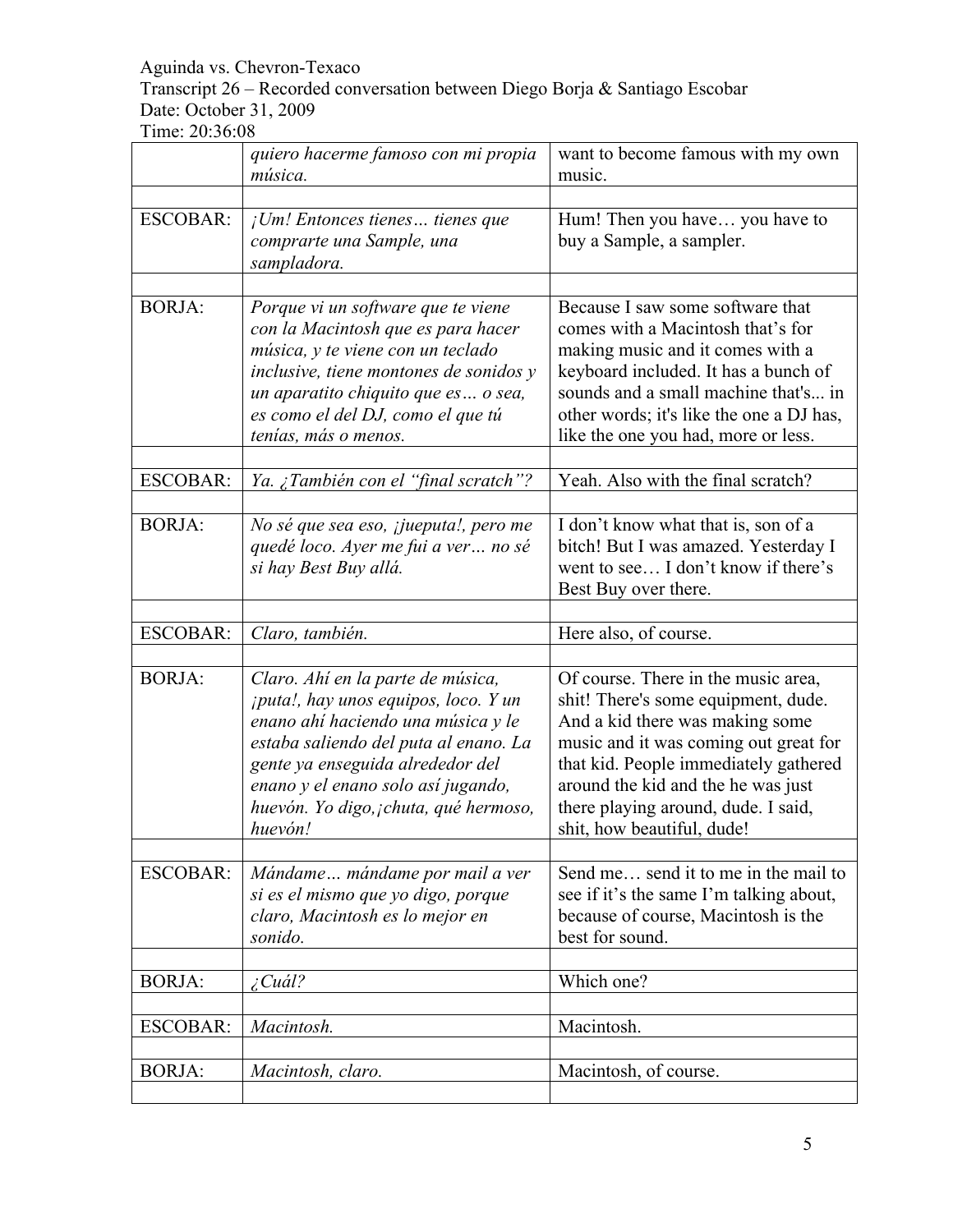| | *quiero hacerme famoso con mi propia música.* | want to become famous with my own music. |
|---|---|---|
| ESCOBAR: | *¡Um! Entonces tienes… tienes que comprarte una Sample, una sampladora.* | Hum! Then you have… you have to buy a Sample, a sampler. |
| BORJA: | *Porque vi un software que te viene con la Macintosh que es para hacer música, y te viene con un teclado inclusive, tiene montones de sonidos y un aparatito chiquito que es… o sea, es como el del DJ, como el que tú tenías, más o menos.* | Because I saw some software that comes with a Macintosh that's for making music and it comes with a keyboard included. It has a bunch of sounds and a small machine that's... in other words; it's like the one a DJ has, like the one you had, more or less. |
| ESCOBAR: | *Ya. ¿También con el "final scratch"?* | Yeah. Also with the final scratch? |
| BORJA: | *No sé que sea eso, ¡jueputa!, pero me quedé loco. Ayer me fui a ver… no sé si hay Best Buy allá.* | I don't know what that is, son of a bitch! But I was amazed. Yesterday I went to see… I don't know if there's Best Buy over there. |
| ESCOBAR: | *Claro, también.* | Here also, of course. |
| BORJA: | *Claro. Ahí en la parte de música, ¡puta!, hay unos equipos, loco. Y un enano ahí haciendo una música y le estaba saliendo del puta al enano. La gente ya enseguida alrededor del enano y el enano solo así jugando, huevón. Yo digo,¡chuta, qué hermoso, huevón!* | Of course. There in the music area, shit! There's some equipment, dude. And a kid there was making some music and it was coming out great for that kid. People immediately gathered around the kid and the he was just there playing around, dude. I said, shit, how beautiful, dude! |
| ESCOBAR: | *Mándame… mándame por mail a ver si es el mismo que yo digo, porque claro, Macintosh es lo mejor en sonido.* | Send me… send it to me in the mail to see if it's the same I'm talking about, because of course, Macintosh is the best for sound. |
| BORJA: | *¿Cuál?* | Which one? |
| ESCOBAR: | *Macintosh.* | Macintosh. |
| BORJA: | *Macintosh, claro.* | Macintosh, of course. |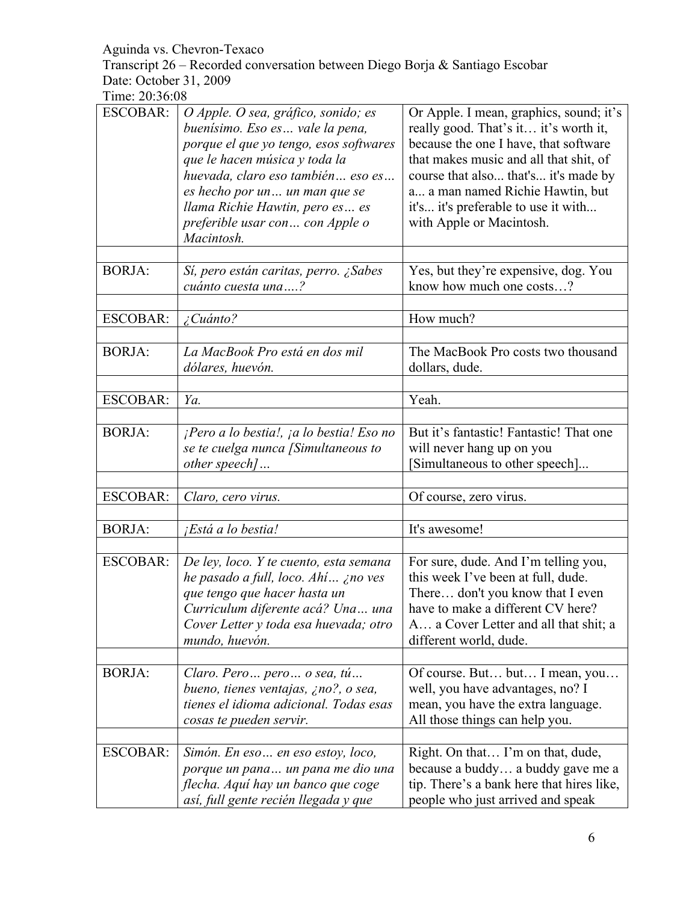Aguinda vs. Chevron-Texaco
Transcript 26 – Recorded conversation between Diego Borja & Santiago Escobar
Date: October 31, 2009
Time: 20:36:08

| | | |
|---|---|---|
| ESCOBAR: | *O Apple. O sea, gráfico, sonido; es buenísimo. Eso es… vale la pena, porque el que yo tengo, esos softwares que le hacen música y toda la huevada, claro eso también… eso es… es hecho por un… un man que se llama Richie Hawtin, pero es… es preferible usar con… con Apple o Macintosh.* | Or Apple. I mean, graphics, sound; it's really good. That's it… it's worth it, because the one I have, that software that makes music and all that shit, of course that also... that's... it's made by a... a man named Richie Hawtin, but it's... it's preferable to use it with... with Apple or Macintosh. |
| | | |
| BORJA: | *Sí, pero están caritas, perro. ¿Sabes cuánto cuesta una….?* | Yes, but they're expensive, dog. You know how much one costs…? |
| | | |
| ESCOBAR: | *¿Cuánto?* | How much? |
| | | |
| BORJA: | *La MacBook Pro está en dos mil dólares, huevón.* | The MacBook Pro costs two thousand dollars, dude. |
| | | |
| ESCOBAR: | *Ya.* | Yeah. |
| | | |
| BORJA: | *¡Pero a lo bestia!, ¡a lo bestia! Eso no se te cuelga nunca [Simultaneous to other speech]…* | But it's fantastic! Fantastic! That one will never hang up on you [Simultaneous to other speech]... |
| | | |
| ESCOBAR: | *Claro, cero virus.* | Of course, zero virus. |
| | | |
| BORJA: | *¡Está a lo bestia!* | It's awesome! |
| | | |
| ESCOBAR: | *De ley, loco. Y te cuento, esta semana he pasado a full, loco. Ahí… ¿no ves que tengo que hacer hasta un Curriculum diferente acá? Una… una Cover Letter y toda esa huevada; otro mundo, huevón.* | For sure, dude. And I'm telling you, this week I've been at full, dude. There… don't you know that I even have to make a different CV here? A… a Cover Letter and all that shit; a different world, dude. |
| | | |
| BORJA: | *Claro. Pero… pero… o sea, tú… bueno, tienes ventajas, ¿no?, o sea, tienes el idioma adicional. Todas esas cosas te pueden servir.* | Of course. But… but… I mean, you… well, you have advantages, no? I mean, you have the extra language. All those things can help you. |
| | | |
| ESCOBAR: | *Simón. En eso… en eso estoy, loco, porque un pana… un pana me dio una flecha. Aquí hay un banco que coge así, full gente recién llegada y que* | Right. On that… I'm on that, dude, because a buddy… a buddy gave me a tip. There's a bank here that hires like, people who just arrived and speak |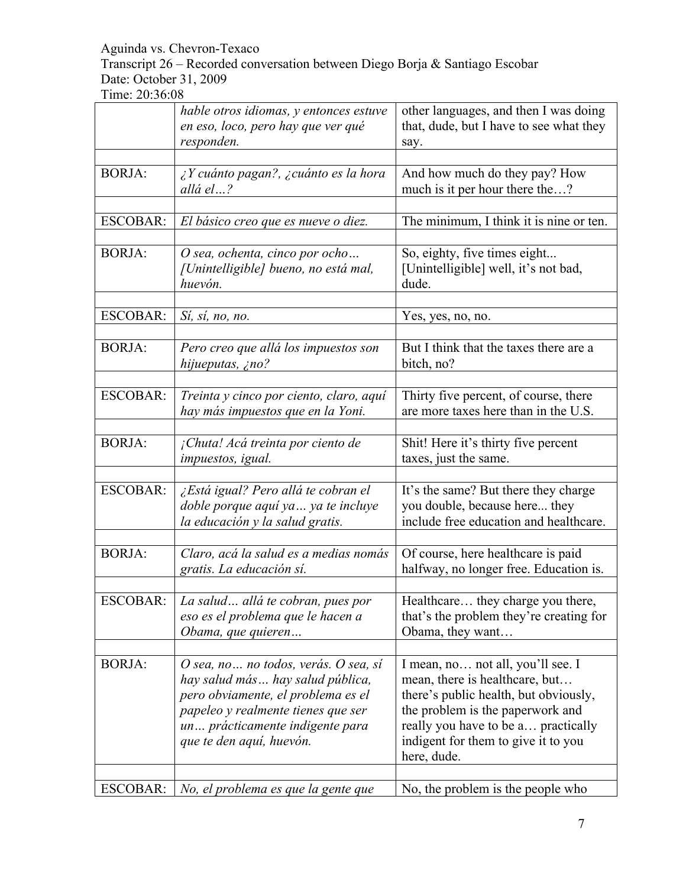| | | |
|---|---|---|
| | *hable otros idiomas, y entonces estuve en eso, loco, pero hay que ver qué responden.* | other languages, and then I was doing that, dude, but I have to see what they say. |
| | | |
| BORJA: | *¿Y cuánto pagan?, ¿cuánto es la hora allá el…?* | And how much do they pay? How much is it per hour there the…? |
| | | |
| ESCOBAR: | *El básico creo que es nueve o diez.* | The minimum, I think it is nine or ten. |
| | | |
| BORJA: | *O sea, ochenta, cinco por ocho… [Unintelligible] bueno, no está mal, huevón.* | So, eighty, five times eight... [Unintelligible] well, it's not bad, dude. |
| | | |
| ESCOBAR: | *Sí, sí, no, no.* | Yes, yes, no, no. |
| | | |
| BORJA: | *Pero creo que allá los impuestos son hijueputas, ¿no?* | But I think that the taxes there are a bitch, no? |
| | | |
| ESCOBAR: | *Treinta y cinco por ciento, claro, aquí hay más impuestos que en la Yoni.* | Thirty five percent, of course, there are more taxes here than in the U.S. |
| | | |
| BORJA: | *¡Chuta! Acá treinta por ciento de impuestos, igual.* | Shit! Here it's thirty five percent taxes, just the same. |
| | | |
| ESCOBAR: | *¿Está igual? Pero allá te cobran el doble porque aquí ya… ya te incluye la educación y la salud gratis.* | It's the same? But there they charge you double, because here... they include free education and healthcare. |
| | | |
| BORJA: | *Claro, acá la salud es a medias nomás gratis. La educación sí.* | Of course, here healthcare is paid halfway, no longer free. Education is. |
| | | |
| ESCOBAR: | *La salud… allá te cobran, pues por eso es el problema que le hacen a Obama, que quieren…* | Healthcare… they charge you there, that's the problem they're creating for Obama, they want… |
| | | |
| BORJA: | *O sea, no… no todos, verás. O sea, sí hay salud más… hay salud pública, pero obviamente, el problema es el papeleo y realmente tienes que ser un… prácticamente indigente para que te den aquí, huevón.* | I mean, no… not all, you'll see. I mean, there is healthcare, but… there's public health, but obviously, the problem is the paperwork and really you have to be a… practically indigent for them to give it to you here, dude. |
| | | |
| ESCOBAR: | *No, el problema es que la gente que* | No, the problem is the people who |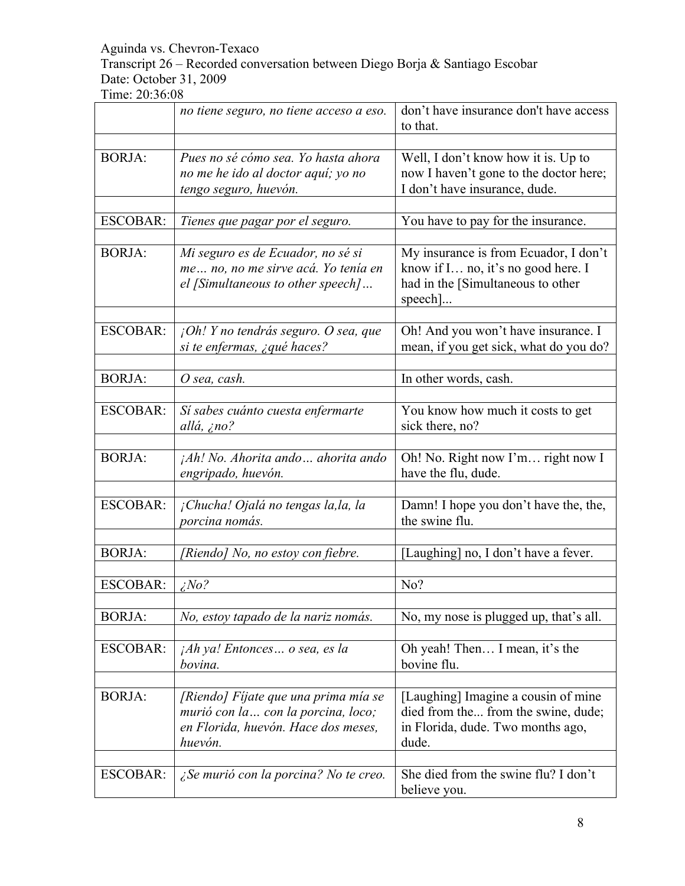| | | |
|---|---|---|
| | *no tiene seguro, no tiene acceso a eso.* | don't have insurance don't have access to that. |
| | | |
| BORJA: | *Pues no sé cómo sea. Yo hasta ahora no me he ido al doctor aquí; yo no tengo seguro, huevón.* | Well, I don't know how it is. Up to now I haven't gone to the doctor here; I don't have insurance, dude. |
| | | |
| ESCOBAR: | *Tienes que pagar por el seguro.* | You have to pay for the insurance. |
| | | |
| BORJA: | *Mi seguro es de Ecuador, no sé si me… no, no me sirve acá. Yo tenía en el [Simultaneous to other speech]…* | My insurance is from Ecuador, I don't know if I… no, it's no good here. I had in the [Simultaneous to other speech]... |
| | | |
| ESCOBAR: | *¡Oh! Y no tendrás seguro. O sea, que si te enfermas, ¿qué haces?* | Oh! And you won't have insurance. I mean, if you get sick, what do you do? |
| | | |
| BORJA: | *O sea, cash.* | In other words, cash. |
| | | |
| ESCOBAR: | *Sí sabes cuánto cuesta enfermarte allá, ¿no?* | You know how much it costs to get sick there, no? |
| | | |
| BORJA: | *¡Ah! No. Ahorita ando… ahorita ando engripado, huevón.* | Oh! No. Right now I'm… right now I have the flu, dude. |
| | | |
| ESCOBAR: | *¡Chucha! Ojalá no tengas la,la, la porcina nomás.* | Damn! I hope you don't have the, the, the swine flu. |
| | | |
| BORJA: | *[Riendo] No, no estoy con fiebre.* | [Laughing] no, I don't have a fever. |
| | | |
| ESCOBAR: | *¿No?* | No? |
| | | |
| BORJA: | *No, estoy tapado de la nariz nomás.* | No, my nose is plugged up, that's all. |
| | | |
| ESCOBAR: | *¡Ah ya! Entonces… o sea, es la bovina.* | Oh yeah! Then… I mean, it's the bovine flu. |
| | | |
| BORJA: | *[Riendo] Fíjate que una prima mía se murió con la… con la porcina, loco; en Florida, huevón. Hace dos meses, huevón.* | [Laughing] Imagine a cousin of mine died from the... from the swine, dude; in Florida, dude. Two months ago, dude. |
| | | |
| ESCOBAR: | *¿Se murió con la porcina? No te creo.* | She died from the swine flu? I don't believe you. |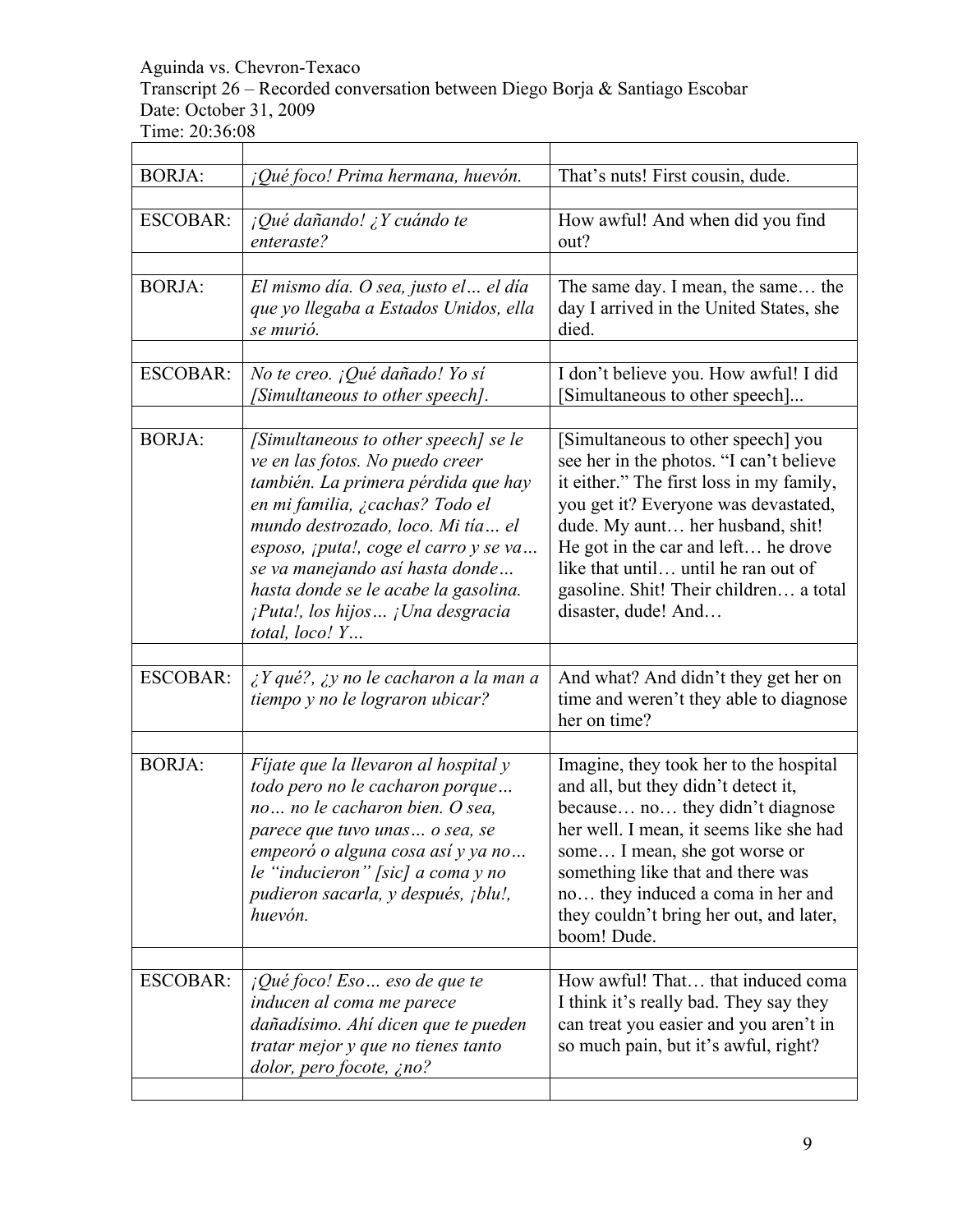Aguinda vs. Chevron-Texaco
Transcript 26 – Recorded conversation between Diego Borja & Santiago Escobar
Date: October 31, 2009
Time: 20:36:08

| | | |
|---|---|---|
| BORJA: | *¡Qué foco! Prima hermana, huevón.* | That's nuts! First cousin, dude. |
| | | |
| ESCOBAR: | *¡Qué dañando! ¿Y cuándo te enteraste?* | How awful! And when did you find out? |
| | | |
| BORJA: | *El mismo día. O sea, justo el… el día que yo llegaba a Estados Unidos, ella se murió.* | The same day. I mean, the same… the day I arrived in the United States, she died. |
| | | |
| ESCOBAR: | *No te creo. ¡Qué dañado! Yo sí [Simultaneous to other speech].* | I don't believe you. How awful! I did [Simultaneous to other speech]... |
| | | |
| BORJA: | *[Simultaneous to other speech] se le ve en las fotos. No puedo creer también. La primera pérdida que hay en mi familia, ¿cachas? Todo el mundo destrozado, loco. Mi tía… el esposo, ¡puta!, coge el carro y se va… se va manejando así hasta donde… hasta donde se le acabe la gasolina. ¡Puta!, los hijos… ¡Una desgracia total, loco! Y…* | [Simultaneous to other speech] you see her in the photos. "I can't believe it either." The first loss in my family, you get it? Everyone was devastated, dude. My aunt… her husband, shit! He got in the car and left… he drove like that until… until he ran out of gasoline. Shit! Their children… a total disaster, dude! And… |
| | | |
| ESCOBAR: | *¿Y qué?, ¿y no le cacharon a la man a tiempo y no le lograron ubicar?* | And what? And didn't they get her on time and weren't they able to diagnose her on time? |
| | | |
| BORJA: | *Fíjate que la llevaron al hospital y todo pero no le cacharon porque… no… no le cacharon bien. O sea, parece que tuvo unas… o sea, se empeoró o alguna cosa así y ya no… le "inducieron" [sic] a coma y no pudieron sacarla, y después, ¡blu!, huevón.* | Imagine, they took her to the hospital and all, but they didn't detect it, because… no… they didn't diagnose her well. I mean, it seems like she had some… I mean, she got worse or something like that and there was no… they induced a coma in her and they couldn't bring her out, and later, boom! Dude. |
| | | |
| ESCOBAR: | *¡Qué foco! Eso… eso de que te inducen al coma me parece dañadísimo. Ahí dicen que te pueden tratar mejor y que no tienes tanto dolor, pero focote, ¿no?* | How awful! That… that induced coma I think it's really bad. They say they can treat you easier and you aren't in so much pain, but it's awful, right? |
| | | |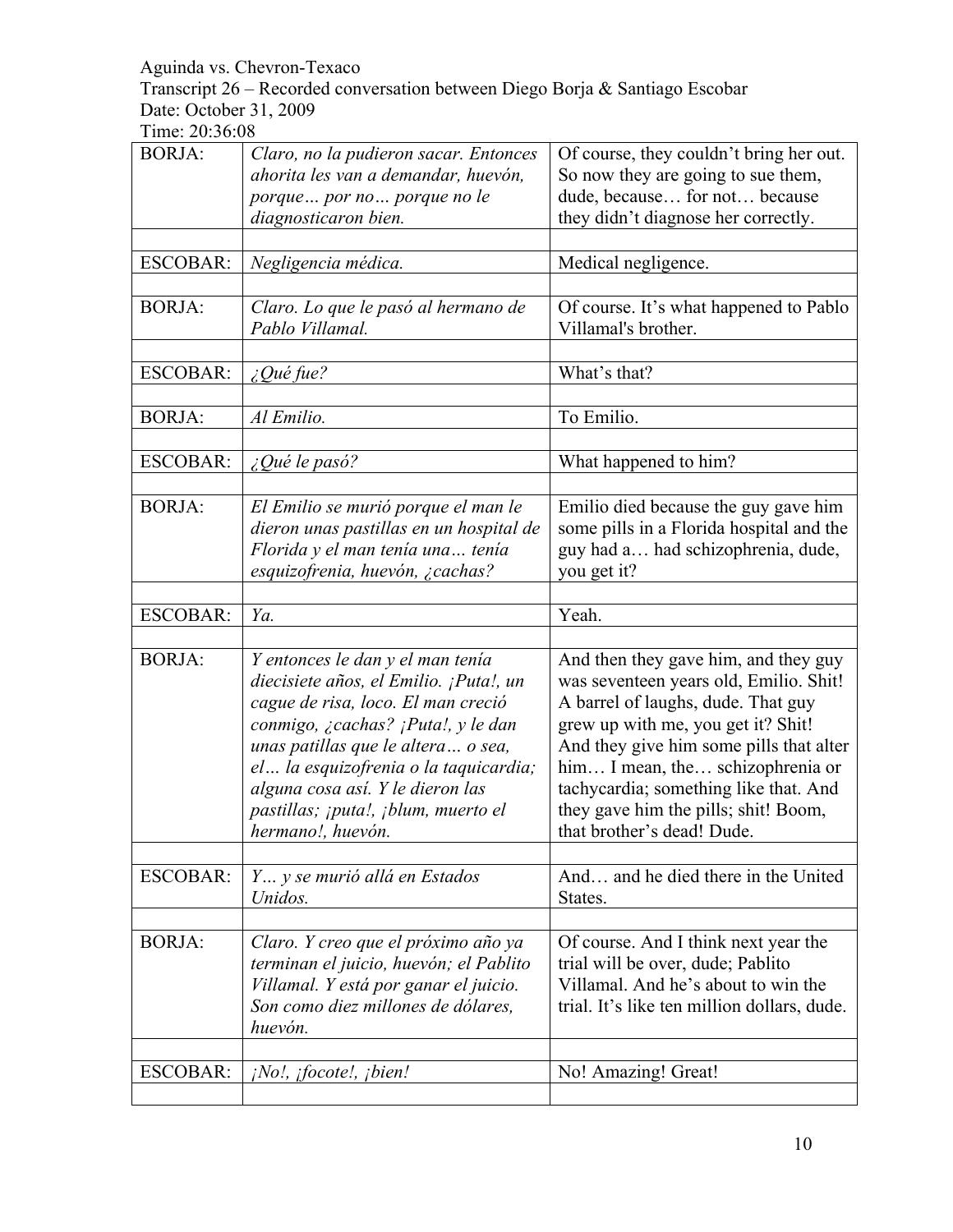Aguinda vs. Chevron-Texaco
Transcript 26 – Recorded conversation between Diego Borja & Santiago Escobar
Date: October 31, 2009
Time: 20:36:08

| | | |
|---|---|---|
| BORJA: | *Claro, no la pudieron sacar. Entonces ahorita les van a demandar, huevón, porque… por no… porque no le diagnosticaron bien.* | Of course, they couldn't bring her out. So now they are going to sue them, dude, because… for not… because they didn't diagnose her correctly. |
| | | |
| ESCOBAR: | *Negligencia médica.* | Medical negligence. |
| | | |
| BORJA: | *Claro. Lo que le pasó al hermano de Pablo Villamal.* | Of course. It's what happened to Pablo Villamal's brother. |
| | | |
| ESCOBAR: | *¿Qué fue?* | What's that? |
| | | |
| BORJA: | *Al Emilio.* | To Emilio. |
| | | |
| ESCOBAR: | *¿Qué le pasó?* | What happened to him? |
| | | |
| BORJA: | *El Emilio se murió porque el man le dieron unas pastillas en un hospital de Florida y el man tenía una… tenía esquizofrenia, huevón, ¿cachas?* | Emilio died because the guy gave him some pills in a Florida hospital and the guy had a… had schizophrenia, dude, you get it? |
| | | |
| ESCOBAR: | *Ya.* | Yeah. |
| | | |
| BORJA: | *Y entonces le dan y el man tenía diecisiete años, el Emilio. ¡Puta!, un cague de risa, loco. El man creció conmigo, ¿cachas? ¡Puta!, y le dan unas patillas que le altera… o sea, el… la esquizofrenia o la taquicardia; alguna cosa así. Y le dieron las pastillas; ¡puta!, ¡blum, muerto el hermano!, huevón.* | And then they gave him, and they guy was seventeen years old, Emilio. Shit! A barrel of laughs, dude. That guy grew up with me, you get it? Shit! And they give him some pills that alter him… I mean, the… schizophrenia or tachycardia; something like that. And they gave him the pills; shit! Boom, that brother's dead! Dude. |
| | | |
| ESCOBAR: | *Y… y se murió allá en Estados Unidos.* | And… and he died there in the United States. |
| | | |
| BORJA: | *Claro. Y creo que el próximo año ya terminan el juicio, huevón; el Pablito Villamal. Y está por ganar el juicio. Son como diez millones de dólares, huevón.* | Of course. And I think next year the trial will be over, dude; Pablito Villamal. And he's about to win the trial. It's like ten million dollars, dude. |
| | | |
| ESCOBAR: | *¡No!, ¡focote!, ¡bien!* | No! Amazing! Great! |
| | | |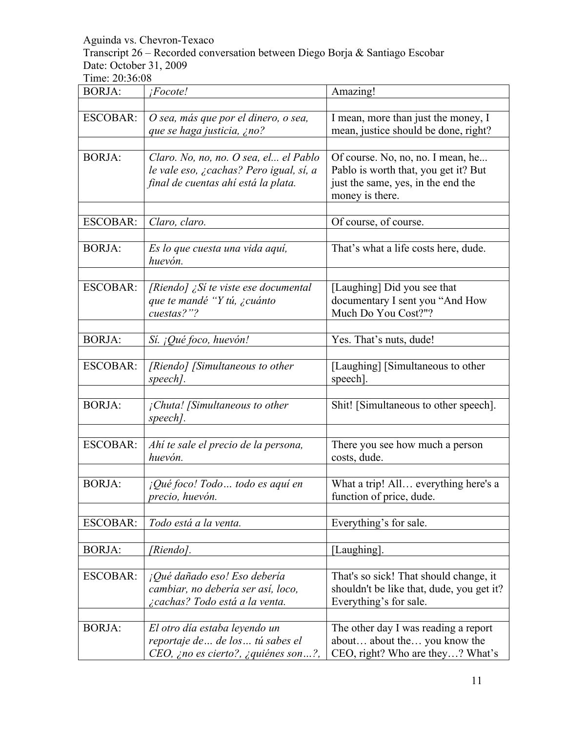Aguinda vs. Chevron-Texaco
Transcript 26 – Recorded conversation between Diego Borja & Santiago Escobar
Date: October 31, 2009
Time: 20:36:08

| | | |
|---|---|---|
| BORJA: | *¡Focote!* | Amazing! |
| | | |
| ESCOBAR: | *O sea, más que por el dinero, o sea, que se haga justicia, ¿no?* | I mean, more than just the money, I mean, justice should be done, right? |
| | | |
| BORJA: | *Claro. No, no, no. O sea, el... el Pablo le vale eso, ¿cachas? Pero igual, sí, a final de cuentas ahí está la plata.* | Of course. No, no, no. I mean, he... Pablo is worth that, you get it? But just the same, yes, in the end the money is there. |
| | | |
| ESCOBAR: | *Claro, claro.* | Of course, of course. |
| | | |
| BORJA: | *Es lo que cuesta una vida aquí, huevón.* | That's what a life costs here, dude. |
| | | |
| ESCOBAR: | *[Riendo] ¿Sí te viste ese documental que te mandé "Y tú, ¿cuánto cuestas?"?* | [Laughing] Did you see that documentary I sent you "And How Much Do You Cost?"? |
| | | |
| BORJA: | *Sí. ¡Qué foco, huevón!* | Yes. That's nuts, dude! |
| | | |
| ESCOBAR: | *[Riendo] [Simultaneous to other speech].* | [Laughing] [Simultaneous to other speech]. |
| | | |
| BORJA: | *¡Chuta! [Simultaneous to other speech].* | Shit! [Simultaneous to other speech]. |
| | | |
| ESCOBAR: | *Ahí te sale el precio de la persona, huevón.* | There you see how much a person costs, dude. |
| | | |
| BORJA: | *¡Qué foco! Todo… todo es aquí en precio, huevón.* | What a trip! All… everything here's a function of price, dude. |
| | | |
| ESCOBAR: | *Todo está a la venta.* | Everything's for sale. |
| | | |
| BORJA: | *[Riendo].* | [Laughing]. |
| | | |
| ESCOBAR: | *¡Qué dañado eso! Eso debería cambiar, no debería ser así, loco, ¿cachas? Todo está a la venta.* | That's so sick! That should change, it shouldn't be like that, dude, you get it? Everything's for sale. |
| | | |
| BORJA: | *El otro día estaba leyendo un reportaje de… de los… tú sabes el CEO, ¿no es cierto?, ¿quiénes son…?,* | The other day I was reading a report about… about the… you know the CEO, right? Who are they…? What's |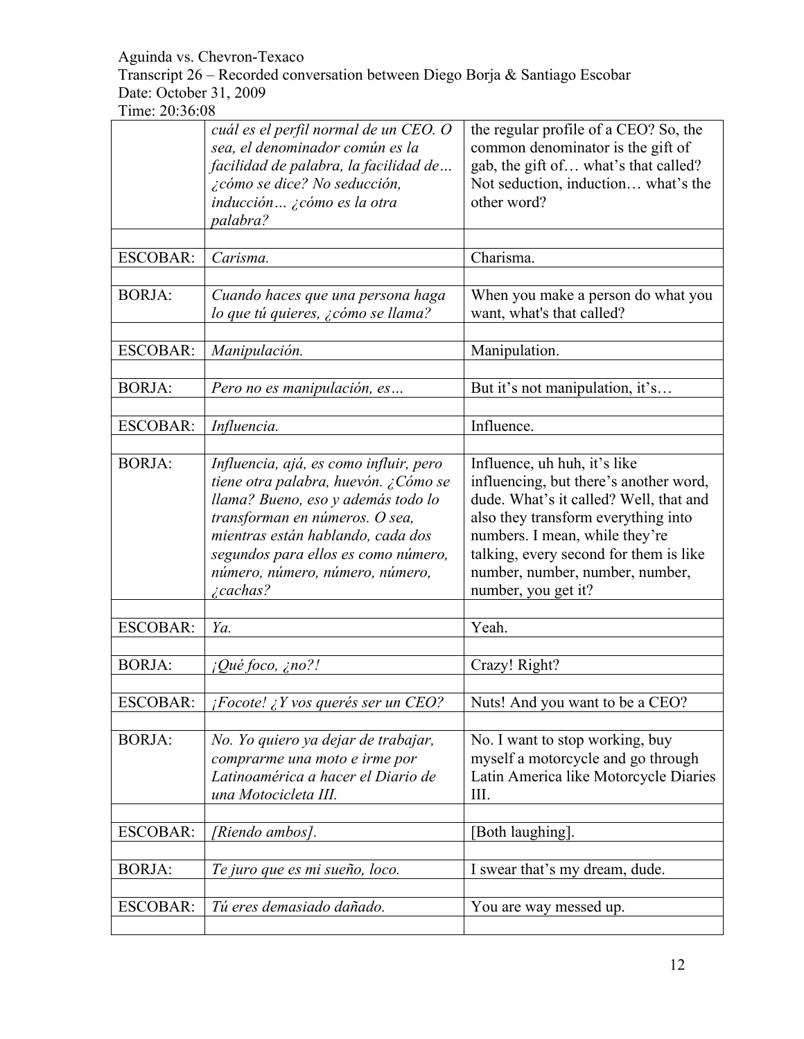| | | |
|---|---|---|
| | *cuál es el perfil normal de un CEO. O sea, el denominador común es la facilidad de palabra, la facilidad de… ¿cómo se dice? No seducción, inducción… ¿cómo es la otra palabra?* | the regular profile of a CEO? So, the common denominator is the gift of gab, the gift of… what's that called? Not seduction, induction… what's the other word? |
| | | |
| ESCOBAR: | *Carisma.* | Charisma. |
| | | |
| BORJA: | *Cuando haces que una persona haga lo que tú quieres, ¿cómo se llama?* | When you make a person do what you want, what's that called? |
| | | |
| ESCOBAR: | *Manipulación.* | Manipulation. |
| | | |
| BORJA: | *Pero no es manipulación, es…* | But it's not manipulation, it's… |
| | | |
| ESCOBAR: | *Influencia.* | Influence. |
| | | |
| BORJA: | *Influencia, ajá, es como influir, pero tiene otra palabra, huevón. ¿Cómo se llama? Bueno, eso y además todo lo transforman en números. O sea, mientras están hablando, cada dos segundos para ellos es como número, número, número, número, número, ¿cachas?* | Influence, uh huh, it's like influencing, but there's another word, dude. What's it called? Well, that and also they transform everything into numbers. I mean, while they're talking, every second for them is like number, number, number, number, number, you get it? |
| | | |
| ESCOBAR: | *Ya.* | Yeah. |
| | | |
| BORJA: | *¡Qué foco, ¿no?!* | Crazy! Right? |
| | | |
| ESCOBAR: | *¡Focote! ¿Y vos querés ser un CEO?* | Nuts! And you want to be a CEO? |
| | | |
| BORJA: | *No. Yo quiero ya dejar de trabajar, comprarme una moto e irme por Latinoamérica a hacer el Diario de una Motocicleta III.* | No. I want to stop working, buy myself a motorcycle and go through Latin America like Motorcycle Diaries III. |
| | | |
| ESCOBAR: | *[Riendo ambos].* | [Both laughing]. |
| | | |
| BORJA: | *Te juro que es mi sueño, loco.* | I swear that's my dream, dude. |
| | | |
| ESCOBAR: | *Tú eres demasiado dañado.* | You are way messed up. |
| | | |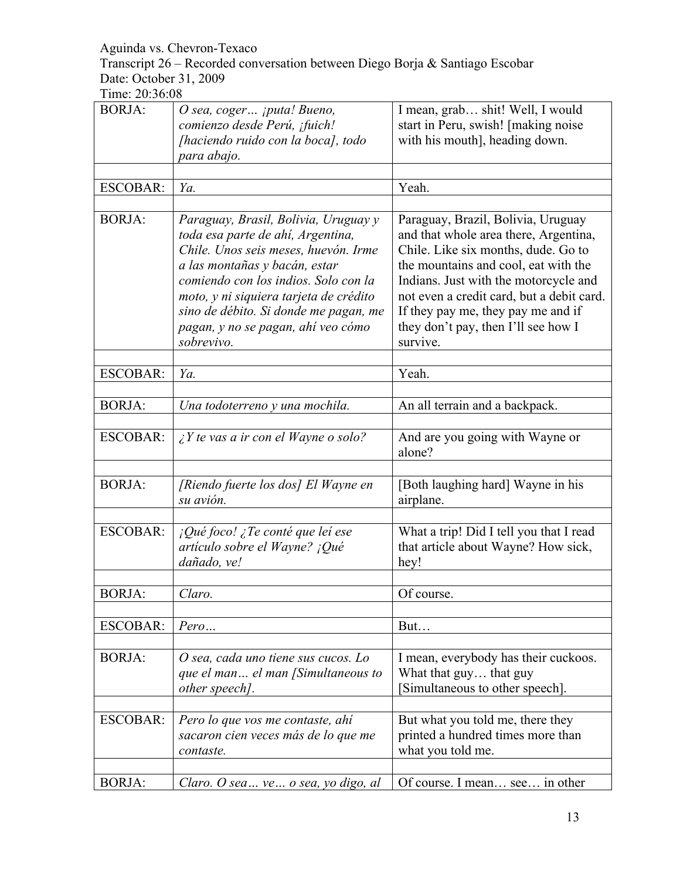Aguinda vs. Chevron-Texaco
Transcript 26 – Recorded conversation between Diego Borja & Santiago Escobar
Date: October 31, 2009
Time: 20:36:08

| | | |
|---|---|---|
| BORJA: | *O sea, coger… ¡puta! Bueno, comienzo desde Perú, ¡fuich! [haciendo ruido con la boca], todo para abajo.* | I mean, grab… shit! Well, I would start in Peru, swish! [making noise with his mouth], heading down. |
| | | |
| ESCOBAR: | *Ya.* | Yeah. |
| | | |
| BORJA: | *Paraguay, Brasil, Bolivia, Uruguay y toda esa parte de ahí, Argentina, Chile. Unos seis meses, huevón. Irme a las montañas y bacán, estar comiendo con los indios. Solo con la moto, y ni siquiera tarjeta de crédito sino de débito. Si donde me pagan, me pagan, y no se pagan, ahí veo cómo sobrevivo.* | Paraguay, Brazil, Bolivia, Uruguay and that whole area there, Argentina, Chile. Like six months, dude. Go to the mountains and cool, eat with the Indians. Just with the motorcycle and not even a credit card, but a debit card. If they pay me, they pay me and if they don't pay, then I'll see how I survive. |
| | | |
| ESCOBAR: | *Ya.* | Yeah. |
| | | |
| BORJA: | *Una todoterreno y una mochila.* | An all terrain and a backpack. |
| | | |
| ESCOBAR: | *¿Y te vas a ir con el Wayne o solo?* | And are you going with Wayne or alone? |
| | | |
| BORJA: | *[Riendo fuerte los dos] El Wayne en su avión.* | [Both laughing hard] Wayne in his airplane. |
| | | |
| ESCOBAR: | *¡Qué foco! ¿Te conté que leí ese artículo sobre el Wayne? ¡Qué dañado, ve!* | What a trip! Did I tell you that I read that article about Wayne? How sick, hey! |
| | | |
| BORJA: | *Claro.* | Of course. |
| | | |
| ESCOBAR: | *Pero…* | But… |
| | | |
| BORJA: | *O sea, cada uno tiene sus cucos. Lo que el man… el man [Simultaneous to other speech].* | I mean, everybody has their cuckoos. What that guy… that guy [Simultaneous to other speech]. |
| | | |
| ESCOBAR: | *Pero lo que vos me contaste, ahí sacaron cien veces más de lo que me contaste.* | But what you told me, there they printed a hundred times more than what you told me. |
| | | |
| BORJA: | *Claro. O sea… ve… o sea, yo digo, al* | Of course. I mean… see… in other |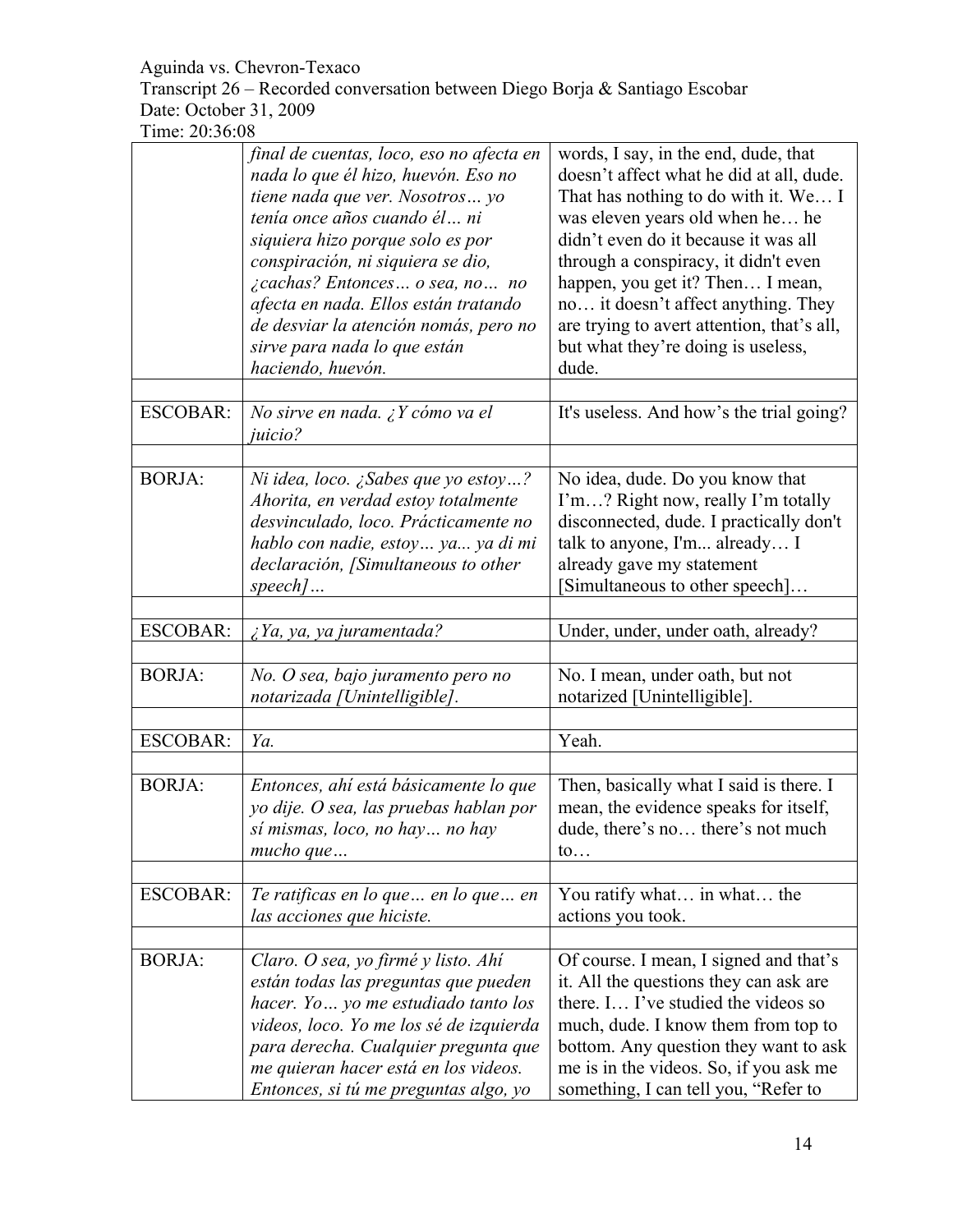| | | |
|---|---|---|
| | *final de cuentas, loco, eso no afecta en nada lo que él hizo, huevón. Eso no tiene nada que ver. Nosotros… yo tenía once años cuando él… ni siquiera hizo porque solo es por conspiración, ni siquiera se dio, ¿cachas? Entonces… o sea, no… no afecta en nada. Ellos están tratando de desviar la atención nomás, pero no sirve para nada lo que están haciendo, huevón.* | words, I say, in the end, dude, that doesn't affect what he did at all, dude. That has nothing to do with it. We… I was eleven years old when he… he didn't even do it because it was all through a conspiracy, it didn't even happen, you get it? Then… I mean, no… it doesn't affect anything. They are trying to avert attention, that's all, but what they're doing is useless, dude. |
| | | |
| ESCOBAR: | *No sirve en nada. ¿Y cómo va el juicio?* | It's useless. And how's the trial going? |
| | | |
| BORJA: | *Ni idea, loco. ¿Sabes que yo estoy…? Ahorita, en verdad estoy totalmente desvinculado, loco. Prácticamente no hablo con nadie, estoy… ya... ya di mi declaración, [Simultaneous to other speech]…* | No idea, dude. Do you know that I'm…? Right now, really I'm totally disconnected, dude. I practically don't talk to anyone, I'm... already… I already gave my statement [Simultaneous to other speech]… |
| | | |
| ESCOBAR: | *¿Ya, ya, ya juramentada?* | Under, under, under oath, already? |
| | | |
| BORJA: | *No. O sea, bajo juramento pero no notarizada [Unintelligible].* | No. I mean, under oath, but not notarized [Unintelligible]. |
| | | |
| ESCOBAR: | *Ya.* | Yeah. |
| | | |
| BORJA: | *Entonces, ahí está básicamente lo que yo dije. O sea, las pruebas hablan por sí mismas, loco, no hay… no hay mucho que…* | Then, basically what I said is there. I mean, the evidence speaks for itself, dude, there's no… there's not much to… |
| | | |
| ESCOBAR: | *Te ratificas en lo que… en lo que… en las acciones que hiciste.* | You ratify what… in what… the actions you took. |
| | | |
| BORJA: | *Claro. O sea, yo firmé y listo. Ahí están todas las preguntas que pueden hacer. Yo… yo me estudiado tanto los videos, loco. Yo me los sé de izquierda para derecha. Cualquier pregunta que me quieran hacer está en los videos. Entonces, si tú me preguntas algo, yo* | Of course. I mean, I signed and that's it. All the questions they can ask are there. I… I've studied the videos so much, dude. I know them from top to bottom. Any question they want to ask me is in the videos. So, if you ask me something, I can tell you, "Refer to |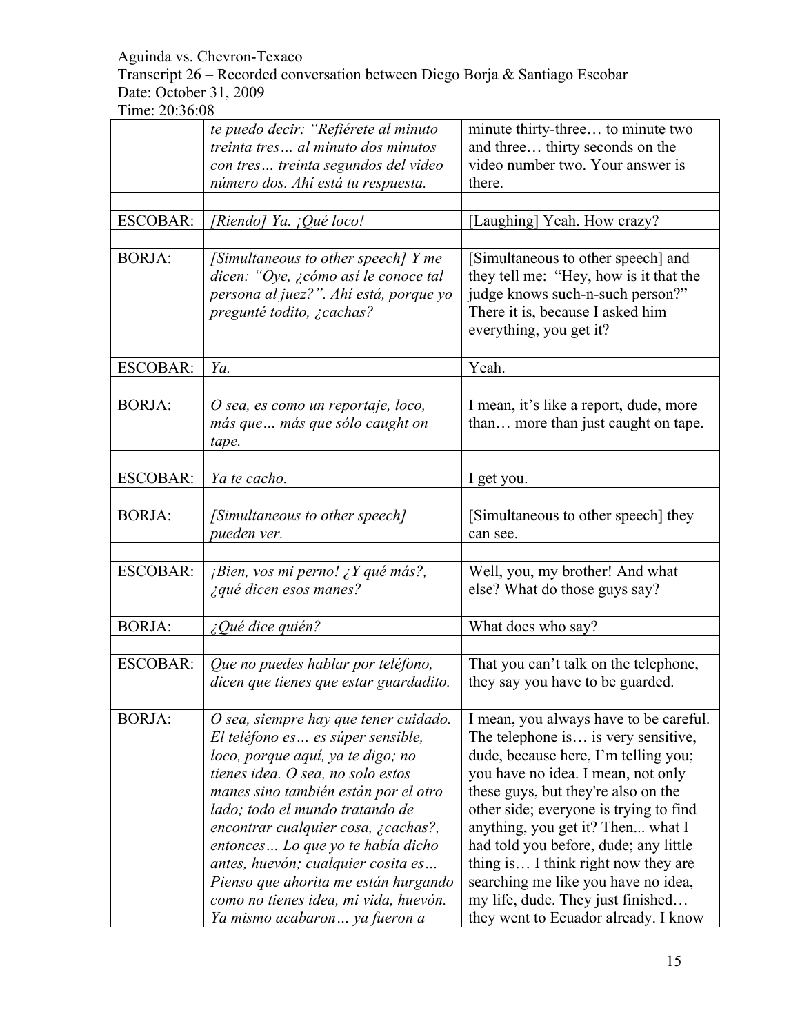| | | |
|---|---|---|
| | *te puedo decir: "Refiérete al minuto treinta tres… al minuto dos minutos con tres… treinta segundos del video número dos. Ahí está tu respuesta.* | minute thirty-three… to minute two and three… thirty seconds on the video number two. Your answer is there. |
| | | |
| ESCOBAR: | *[Riendo] Ya. ¡Qué loco!* | [Laughing] Yeah. How crazy? |
| | | |
| BORJA: | *[Simultaneous to other speech] Y me dicen: "Oye, ¿cómo así le conoce tal persona al juez?". Ahí está, porque yo pregunté todito, ¿cachas?* | [Simultaneous to other speech] and they tell me: "Hey, how is it that the judge knows such-n-such person?" There it is, because I asked him everything, you get it? |
| | | |
| ESCOBAR: | *Ya.* | Yeah. |
| | | |
| BORJA: | *O sea, es como un reportaje, loco, más que… más que sólo caught on tape.* | I mean, it's like a report, dude, more than… more than just caught on tape. |
| | | |
| ESCOBAR: | *Ya te cacho.* | I get you. |
| | | |
| BORJA: | *[Simultaneous to other speech] pueden ver.* | [Simultaneous to other speech] they can see. |
| | | |
| ESCOBAR: | *¡Bien, vos mi perno! ¿Y qué más?, ¿qué dicen esos manes?* | Well, you, my brother! And what else? What do those guys say? |
| | | |
| BORJA: | *¿Qué dice quién?* | What does who say? |
| | | |
| ESCOBAR: | *Que no puedes hablar por teléfono, dicen que tienes que estar guardadito.* | That you can't talk on the telephone, they say you have to be guarded. |
| | | |
| BORJA: | *O sea, siempre hay que tener cuidado. El teléfono es… es súper sensible, loco, porque aquí, ya te digo; no tienes idea. O sea, no solo estos manes sino también están por el otro lado; todo el mundo tratando de encontrar cualquier cosa, ¿cachas?, entonces… Lo que yo te había dicho antes, huevón; cualquier cosita es… Pienso que ahorita me están hurgando como no tienes idea, mi vida, huevón. Ya mismo acabaron… ya fueron a* | I mean, you always have to be careful. The telephone is… is very sensitive, dude, because here, I'm telling you; you have no idea. I mean, not only these guys, but they're also on the other side; everyone is trying to find anything, you get it? Then... what I had told you before, dude; any little thing is… I think right now they are searching me like you have no idea, my life, dude. They just finished… they went to Ecuador already. I know |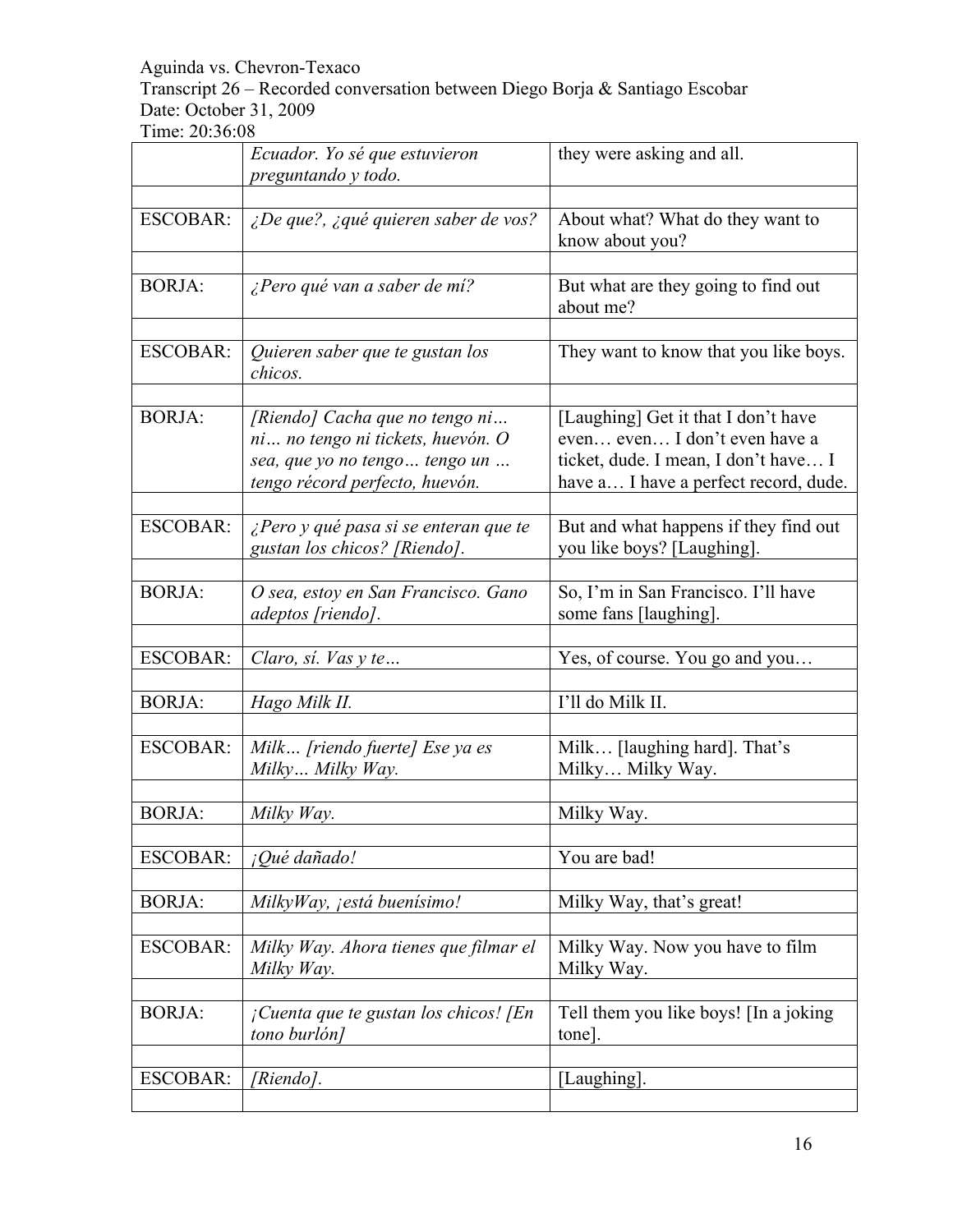Aguinda vs. Chevron-Texaco
Transcript 26 – Recorded conversation between Diego Borja & Santiago Escobar
Date: October 31, 2009
Time: 20:36:08

| | | |
|---|---|---|
| | *Ecuador. Yo sé que estuvieron preguntando y todo.* | they were asking and all. |
| | | |
| ESCOBAR: | *¿De que?, ¿qué quieren saber de vos?* | About what? What do they want to know about you? |
| | | |
| BORJA: | *¿Pero qué van a saber de mí?* | But what are they going to find out about me? |
| | | |
| ESCOBAR: | *Quieren saber que te gustan los chicos.* | They want to know that you like boys. |
| | | |
| BORJA: | *[Riendo] Cacha que no tengo ni… ni… no tengo ni tickets, huevón. O sea, que yo no tengo… tengo un … tengo récord perfecto, huevón.* | [Laughing] Get it that I don't have even… even… I don't even have a ticket, dude. I mean, I don't have… I have a… I have a perfect record, dude. |
| | | |
| ESCOBAR: | *¿Pero y qué pasa si se enteran que te gustan los chicos? [Riendo].* | But and what happens if they find out you like boys? [Laughing]. |
| | | |
| BORJA: | *O sea, estoy en San Francisco. Gano adeptos [riendo].* | So, I'm in San Francisco. I'll have some fans [laughing]. |
| | | |
| ESCOBAR: | *Claro, sí. Vas y te…* | Yes, of course. You go and you… |
| | | |
| BORJA: | *Hago Milk II.* | I'll do Milk II. |
| | | |
| ESCOBAR: | *Milk… [riendo fuerte] Ese ya es Milky… Milky Way.* | Milk… [laughing hard]. That's Milky… Milky Way. |
| | | |
| BORJA: | *Milky Way.* | Milky Way. |
| | | |
| ESCOBAR: | *¡Qué dañado!* | You are bad! |
| | | |
| BORJA: | *MilkyWay, ¡está buenísimo!* | Milky Way, that's great! |
| | | |
| ESCOBAR: | *Milky Way. Ahora tienes que filmar el Milky Way.* | Milky Way. Now you have to film Milky Way. |
| | | |
| BORJA: | *¡Cuenta que te gustan los chicos! [En tono burlón]* | Tell them you like boys! [In a joking tone]. |
| | | |
| ESCOBAR: | *[Riendo].* | [Laughing]. |
| | | |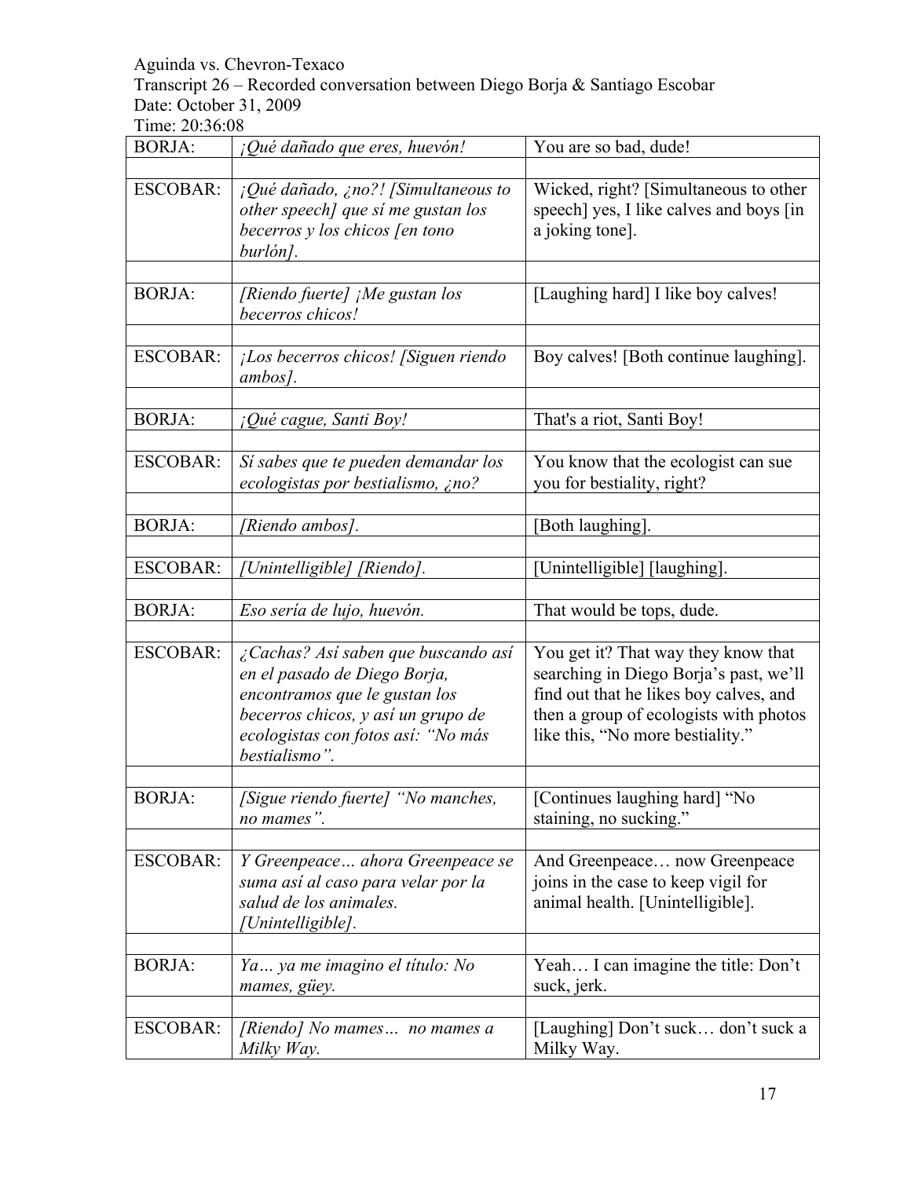Aguinda vs. Chevron-Texaco
Transcript 26 – Recorded conversation between Diego Borja & Santiago Escobar
Date: October 31, 2009
Time: 20:36:08

| | | |
|---|---|---|
| BORJA: | *¡Qué dañado que eres, huevón!* | You are so bad, dude! |
| | | |
| ESCOBAR: | *¡Qué dañado, ¿no?! [Simultaneous to other speech] que sí me gustan los becerros y los chicos [en tono burlón].* | Wicked, right? [Simultaneous to other speech] yes, I like calves and boys [in a joking tone]. |
| | | |
| BORJA: | *[Riendo fuerte] ¡Me gustan los becerros chicos!* | [Laughing hard] I like boy calves! |
| | | |
| ESCOBAR: | *¡Los becerros chicos! [Siguen riendo ambos].* | Boy calves! [Both continue laughing]. |
| | | |
| BORJA: | *¡Qué cague, Santi Boy!* | That's a riot, Santi Boy! |
| | | |
| ESCOBAR: | *Sí sabes que te pueden demandar los ecologistas por bestialismo, ¿no?* | You know that the ecologist can sue you for bestiality, right? |
| | | |
| BORJA: | *[Riendo ambos].* | [Both laughing]. |
| | | |
| ESCOBAR: | *[Unintelligible] [Riendo].* | [Unintelligible] [laughing]. |
| | | |
| BORJA: | *Eso sería de lujo, huevón.* | That would be tops, dude. |
| | | |
| ESCOBAR: | *¿Cachas? Así saben que buscando así en el pasado de Diego Borja, encontramos que le gustan los becerros chicos, y así un grupo de ecologistas con fotos así: "No más bestialismo".* | You get it? That way they know that searching in Diego Borja's past, we'll find out that he likes boy calves, and then a group of ecologists with photos like this, "No more bestiality." |
| | | |
| BORJA: | *[Sigue riendo fuerte] "No manches, no mames".* | [Continues laughing hard] "No staining, no sucking." |
| | | |
| ESCOBAR: | *Y Greenpeace… ahora Greenpeace se suma así al caso para velar por la salud de los animales. [Unintelligible].* | And Greenpeace… now Greenpeace joins in the case to keep vigil for animal health. [Unintelligible]. |
| | | |
| BORJA: | *Ya… ya me imagino el título: No mames, güey.* | Yeah… I can imagine the title: Don't suck, jerk. |
| | | |
| ESCOBAR: | *[Riendo] No mames… no mames a Milky Way.* | [Laughing] Don't suck… don't suck a Milky Way. |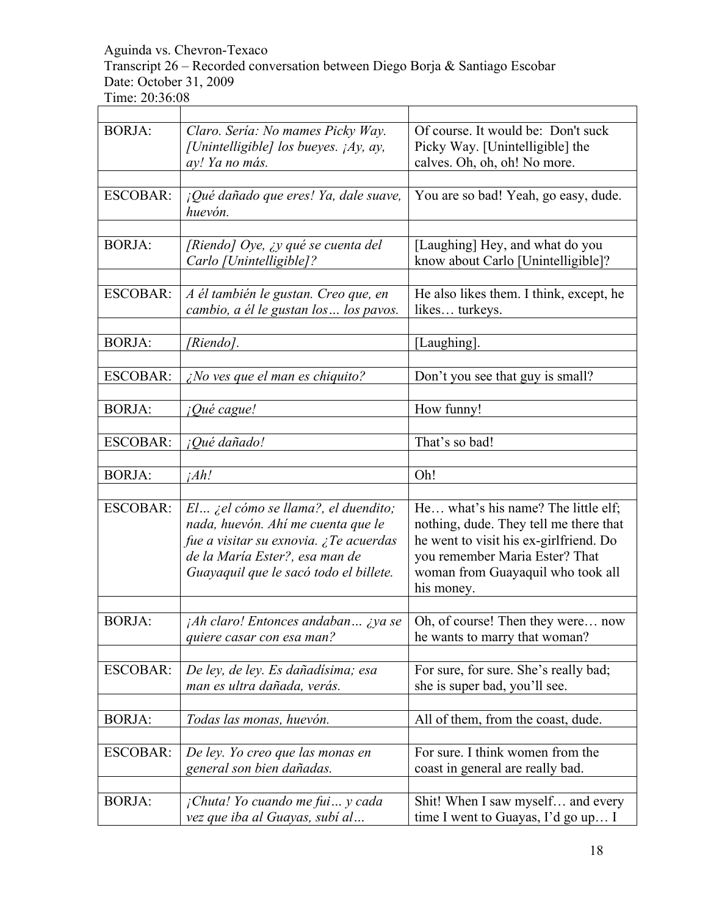Aguinda vs. Chevron-Texaco
Transcript 26 – Recorded conversation between Diego Borja & Santiago Escobar
Date: October 31, 2009
Time: 20:36:08

| | | |
|---|---|---|
| BORJA: | *Claro. Sería: No mames Picky Way. [Unintelligible] los bueyes. ¡Ay, ay, ay! Ya no más.* | Of course. It would be: Don't suck Picky Way. [Unintelligible] the calves. Oh, oh, oh! No more. |
| | | |
| ESCOBAR: | *¡Qué dañado que eres! Ya, dale suave, huevón.* | You are so bad! Yeah, go easy, dude. |
| | | |
| BORJA: | *[Riendo] Oye, ¿y qué se cuenta del Carlo [Unintelligible]?* | [Laughing] Hey, and what do you know about Carlo [Unintelligible]? |
| | | |
| ESCOBAR: | *A él también le gustan. Creo que, en cambio, a él le gustan los… los pavos.* | He also likes them. I think, except, he likes… turkeys. |
| | | |
| BORJA: | *[Riendo].* | [Laughing]. |
| | | |
| ESCOBAR: | *¿No ves que el man es chiquito?* | Don't you see that guy is small? |
| | | |
| BORJA: | *¡Qué cague!* | How funny! |
| | | |
| ESCOBAR: | *¡Qué dañado!* | That's so bad! |
| | | |
| BORJA: | *¡Ah!* | Oh! |
| | | |
| ESCOBAR: | *El… ¿el cómo se llama?, el duendito; nada, huevón. Ahí me cuenta que le fue a visitar su exnovia. ¿Te acuerdas de la María Ester?, esa man de Guayaquil que le sacó todo el billete.* | He… what's his name? The little elf; nothing, dude. They tell me there that he went to visit his ex-girlfriend. Do you remember Maria Ester? That woman from Guayaquil who took all his money. |
| | | |
| BORJA: | *¡Ah claro! Entonces andaban… ¿ya se quiere casar con esa man?* | Oh, of course! Then they were… now he wants to marry that woman? |
| | | |
| ESCOBAR: | *De ley, de ley. Es dañadísima; esa man es ultra dañada, verás.* | For sure, for sure. She's really bad; she is super bad, you'll see. |
| | | |
| BORJA: | *Todas las monas, huevón.* | All of them, from the coast, dude. |
| | | |
| ESCOBAR: | *De ley. Yo creo que las monas en general son bien dañadas.* | For sure. I think women from the coast in general are really bad. |
| | | |
| BORJA: | *¡Chuta! Yo cuando me fui… y cada vez que iba al Guayas, subí al…* | Shit! When I saw myself… and every time I went to Guayas, I'd go up… I |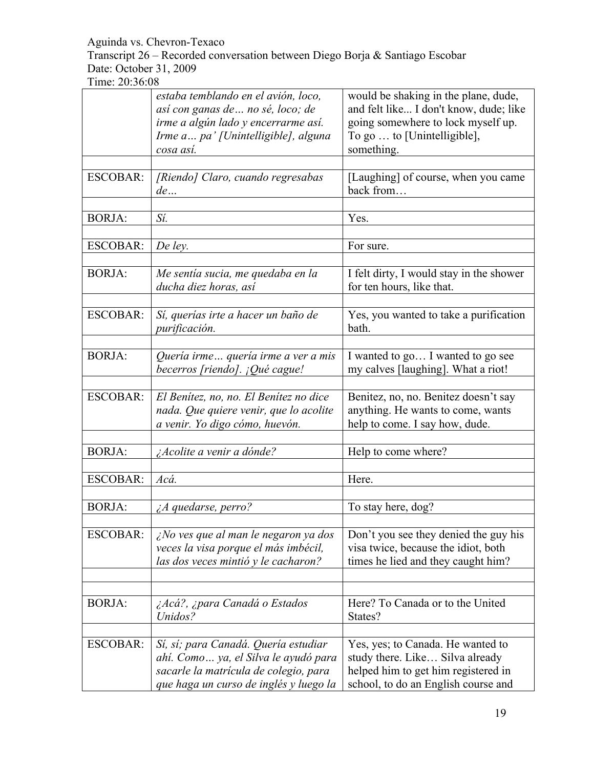Aguinda vs. Chevron-Texaco
Transcript 26 – Recorded conversation between Diego Borja & Santiago Escobar
Date: October 31, 2009
Time: 20:36:08

| | | |
|---|---|---|
| | *estaba temblando en el avión, loco, así con ganas de… no sé, loco; de irme a algún lado y encerrarme así. Irme a… pa' [Unintelligible], alguna cosa así.* | would be shaking in the plane, dude, and felt like... I don't know, dude; like going somewhere to lock myself up. To go … to [Unintelligible], something. |
| | | |
| ESCOBAR: | *[Riendo] Claro, cuando regresabas de…* | [Laughing] of course, when you came back from… |
| | | |
| BORJA: | *Sí.* | Yes. |
| | | |
| ESCOBAR: | *De ley.* | For sure. |
| | | |
| BORJA: | *Me sentía sucia, me quedaba en la ducha diez horas, así* | I felt dirty, I would stay in the shower for ten hours, like that. |
| | | |
| ESCOBAR: | *Sí, querías irte a hacer un baño de purificación.* | Yes, you wanted to take a purification bath. |
| | | |
| BORJA: | *Quería irme… quería irme a ver a mis becerros [riendo]. ¡Qué cague!* | I wanted to go… I wanted to go see my calves [laughing]. What a riot! |
| | | |
| ESCOBAR: | *El Benítez, no, no. El Benítez no dice nada. Que quiere venir, que lo acolite a venir. Yo digo cómo, huevón.* | Benitez, no, no. Benitez doesn't say anything. He wants to come, wants help to come. I say how, dude. |
| | | |
| BORJA: | *¿Acolite a venir a dónde?* | Help to come where? |
| | | |
| ESCOBAR: | *Acá.* | Here. |
| | | |
| BORJA: | *¿A quedarse, perro?* | To stay here, dog? |
| | | |
| ESCOBAR: | *¿No ves que al man le negaron ya dos veces la visa porque el más imbécil, las dos veces mintió y le cacharon?* | Don't you see they denied the guy his visa twice, because the idiot, both times he lied and they caught him? |
| | | |
| | | |
| BORJA: | *¿Acá?, ¿para Canadá o Estados Unidos?* | Here? To Canada or to the United States? |
| | | |
| ESCOBAR: | *Sí, sí; para Canadá. Quería estudiar ahí. Como… ya, el Silva le ayudó para sacarle la matrícula de colegio, para que haga un curso de inglés y luego la* | Yes, yes; to Canada. He wanted to study there. Like… Silva already helped him to get him registered in school, to do an English course and |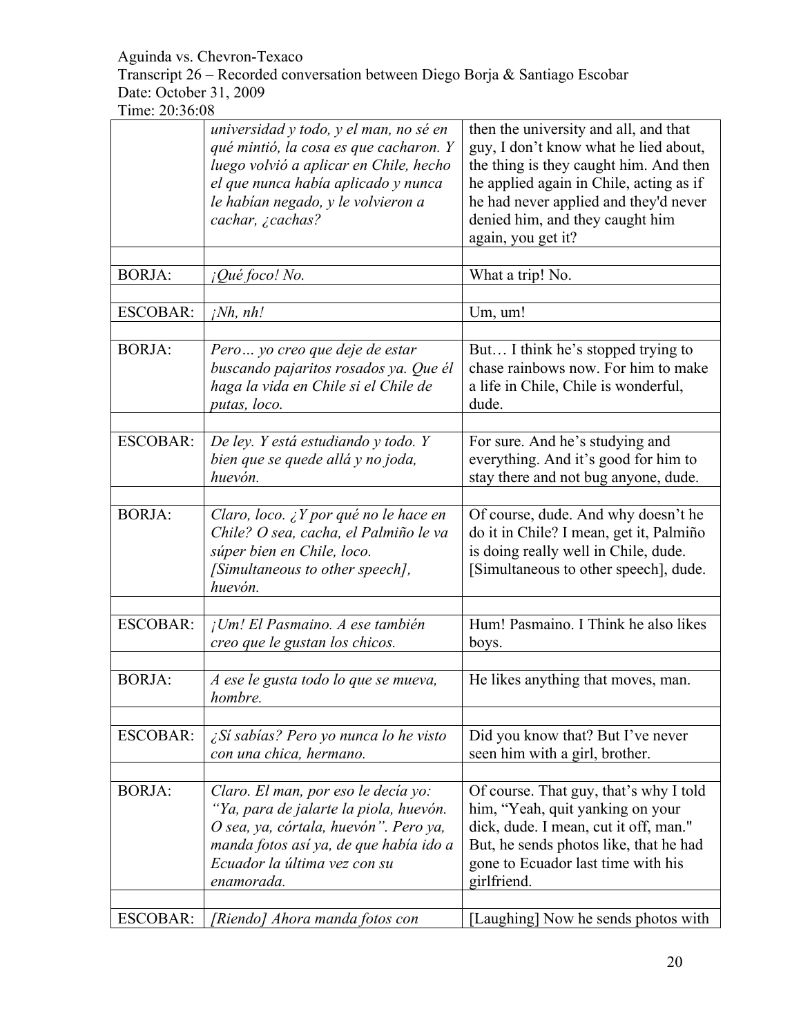| | | |
|---|---|---|
| | *universidad y todo, y el man, no sé en qué mintió, la cosa es que cacharon. Y luego volvió a aplicar en Chile, hecho el que nunca había aplicado y nunca le habían negado, y le volvieron a cachar, ¿cachas?* | then the university and all, and that guy, I don't know what he lied about, the thing is they caught him. And then he applied again in Chile, acting as if he had never applied and they'd never denied him, and they caught him again, you get it? |
| | | |
| BORJA: | *¡Qué foco! No.* | What a trip! No. |
| | | |
| ESCOBAR: | *¡Nh, nh!* | Um, um! |
| | | |
| BORJA: | *Pero… yo creo que deje de estar buscando pajaritos rosados ya. Que él haga la vida en Chile si el Chile de putas, loco.* | But… I think he's stopped trying to chase rainbows now. For him to make a life in Chile, Chile is wonderful, dude. |
| | | |
| ESCOBAR: | *De ley. Y está estudiando y todo. Y bien que se quede allá y no joda, huevón.* | For sure. And he's studying and everything. And it's good for him to stay there and not bug anyone, dude. |
| | | |
| BORJA: | *Claro, loco. ¿Y por qué no le hace en Chile? O sea, cacha, el Palmiño le va súper bien en Chile, loco. [Simultaneous to other speech], huevón.* | Of course, dude. And why doesn't he do it in Chile? I mean, get it, Palmiño is doing really well in Chile, dude. [Simultaneous to other speech], dude. |
| | | |
| ESCOBAR: | *¡Um! El Pasmaino. A ese también creo que le gustan los chicos.* | Hum! Pasmaino. I Think he also likes boys. |
| | | |
| BORJA: | *A ese le gusta todo lo que se mueva, hombre.* | He likes anything that moves, man. |
| | | |
| ESCOBAR: | *¿Sí sabías? Pero yo nunca lo he visto con una chica, hermano.* | Did you know that? But I've never seen him with a girl, brother. |
| | | |
| BORJA: | *Claro. El man, por eso le decía yo: "Ya, para de jalarte la piola, huevón. O sea, ya, córtala, huevón". Pero ya, manda fotos así ya, de que había ido a Ecuador la última vez con su enamorada.* | Of course. That guy, that's why I told him, "Yeah, quit yanking on your dick, dude. I mean, cut it off, man." But, he sends photos like, that he had gone to Ecuador last time with his girlfriend. |
| | | |
| ESCOBAR: | *[Riendo] Ahora manda fotos con* | [Laughing] Now he sends photos with |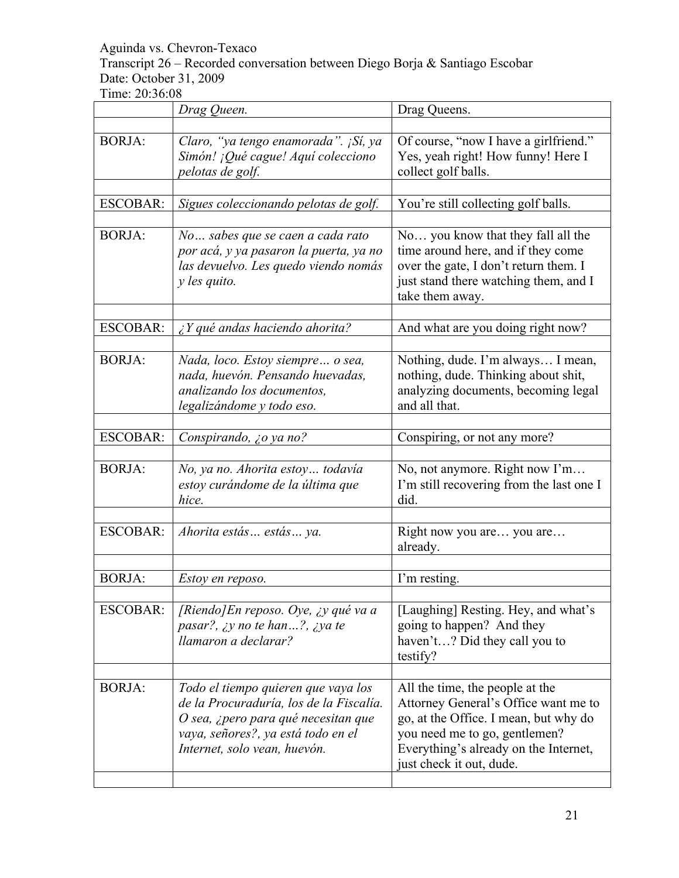Aguinda vs. Chevron-Texaco
Transcript 26 – Recorded conversation between Diego Borja & Santiago Escobar
Date: October 31, 2009
Time: 20:36:08

| | | |
|---|---|---|
| | *Drag Queen.* | Drag Queens. |
| | | |
| BORJA: | *Claro, "ya tengo enamorada". ¡Sí, ya Simón! ¡Qué cague! Aquí colecciono pelotas de golf.* | Of course, "now I have a girlfriend." Yes, yeah right! How funny! Here I collect golf balls. |
| | | |
| ESCOBAR: | *Sigues coleccionando pelotas de golf.* | You're still collecting golf balls. |
| | | |
| BORJA: | *No… sabes que se caen a cada rato por acá, y ya pasaron la puerta, ya no las devuelvo. Les quedo viendo nomás y les quito.* | No… you know that they fall all the time around here, and if they come over the gate, I don't return them. I just stand there watching them, and I take them away. |
| | | |
| ESCOBAR: | *¿Y qué andas haciendo ahorita?* | And what are you doing right now? |
| | | |
| BORJA: | *Nada, loco. Estoy siempre… o sea, nada, huevón. Pensando huevadas, analizando los documentos, legalizándome y todo eso.* | Nothing, dude. I'm always… I mean, nothing, dude. Thinking about shit, analyzing documents, becoming legal and all that. |
| | | |
| ESCOBAR: | *Conspirando, ¿o ya no?* | Conspiring, or not any more? |
| | | |
| BORJA: | *No, ya no. Ahorita estoy… todavía estoy curándome de la última que hice.* | No, not anymore. Right now I'm… I'm still recovering from the last one I did. |
| | | |
| ESCOBAR: | *Ahorita estás… estás… ya.* | Right now you are… you are… already. |
| | | |
| BORJA: | *Estoy en reposo.* | I'm resting. |
| | | |
| ESCOBAR: | *[Riendo]En reposo. Oye, ¿y qué va a pasar?, ¿y no te han…?, ¿ya te llamaron a declarar?* | [Laughing] Resting. Hey, and what's going to happen? And they haven't…? Did they call you to testify? |
| | | |
| BORJA: | *Todo el tiempo quieren que vaya los de la Procuraduría, los de la Fiscalía. O sea, ¿pero para qué necesitan que vaya, señores?, ya está todo en el Internet, solo vean, huevón.* | All the time, the people at the Attorney General's Office want me to go, at the Office. I mean, but why do you need me to go, gentlemen? Everything's already on the Internet, just check it out, dude. |
| | | |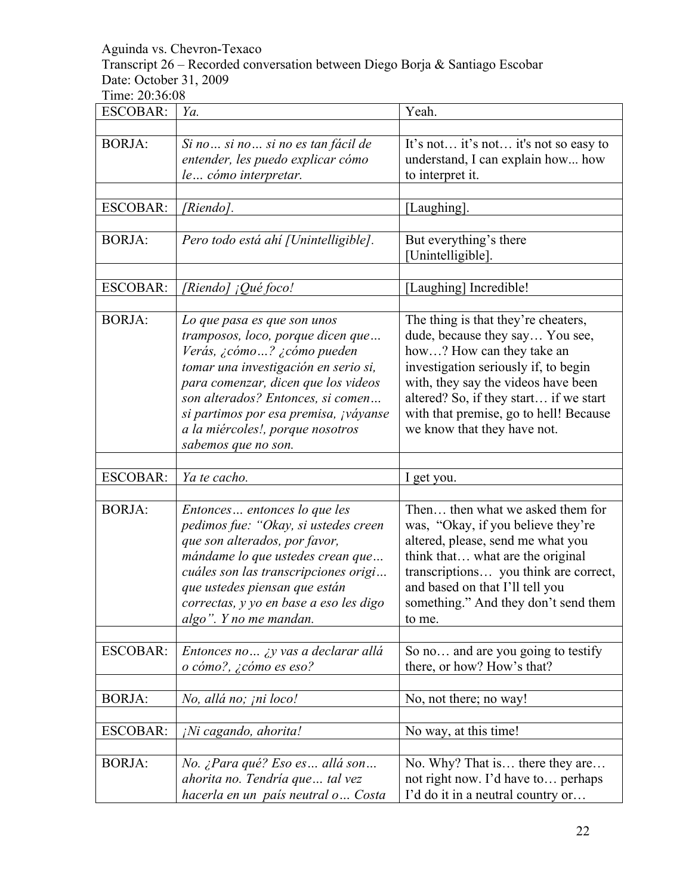Aguinda vs. Chevron-Texaco
Transcript 26 – Recorded conversation between Diego Borja & Santiago Escobar
Date: October 31, 2009
Time: 20:36:08

| | | |
|---|---|---|
| ESCOBAR: | *Ya.* | Yeah. |
| | | |
| BORJA: | *Si no… si no… si no es tan fácil de entender, les puedo explicar cómo le… cómo interpretar.* | It's not… it's not… it's not so easy to understand, I can explain how... how to interpret it. |
| | | |
| ESCOBAR: | *[Riendo].* | [Laughing]. |
| | | |
| BORJA: | *Pero todo está ahí [Unintelligible].* | But everything's there [Unintelligible]. |
| | | |
| ESCOBAR: | *[Riendo] ¡Qué foco!* | [Laughing] Incredible! |
| | | |
| BORJA: | *Lo que pasa es que son unos tramposos, loco, porque dicen que… Verás, ¿cómo…? ¿cómo pueden tomar una investigación en serio si, para comenzar, dicen que los videos son alterados? Entonces, si comen… si partimos por esa premisa, ¡váyanse a la miércoles!, porque nosotros sabemos que no son.* | The thing is that they're cheaters, dude, because they say… You see, how…? How can they take an investigation seriously if, to begin with, they say the videos have been altered? So, if they start… if we start with that premise, go to hell! Because we know that they have not. |
| | | |
| ESCOBAR: | *Ya te cacho.* | I get you. |
| | | |
| BORJA: | *Entonces… entonces lo que les pedimos fue: "Okay, si ustedes creen que son alterados, por favor, mándame lo que ustedes crean que… cuáles son las transcripciones origi… que ustedes piensan que están correctas, y yo en base a eso les digo algo". Y no me mandan.* | Then… then what we asked them for was, "Okay, if you believe they're altered, please, send me what you think that… what are the original transcriptions… you think are correct, and based on that I'll tell you something." And they don't send them to me. |
| | | |
| ESCOBAR: | *Entonces no… ¿y vas a declarar allá o cómo?, ¿cómo es eso?* | So no… and are you going to testify there, or how? How's that? |
| | | |
| BORJA: | *No, allá no; ¡ni loco!* | No, not there; no way! |
| | | |
| ESCOBAR: | *¡Ni cagando, ahorita!* | No way, at this time! |
| | | |
| BORJA: | *No. ¿Para qué? Eso es… allá son… ahorita no. Tendría que… tal vez hacerla en un país neutral o… Costa* | No. Why? That is… there they are… not right now. I'd have to… perhaps I'd do it in a neutral country or… |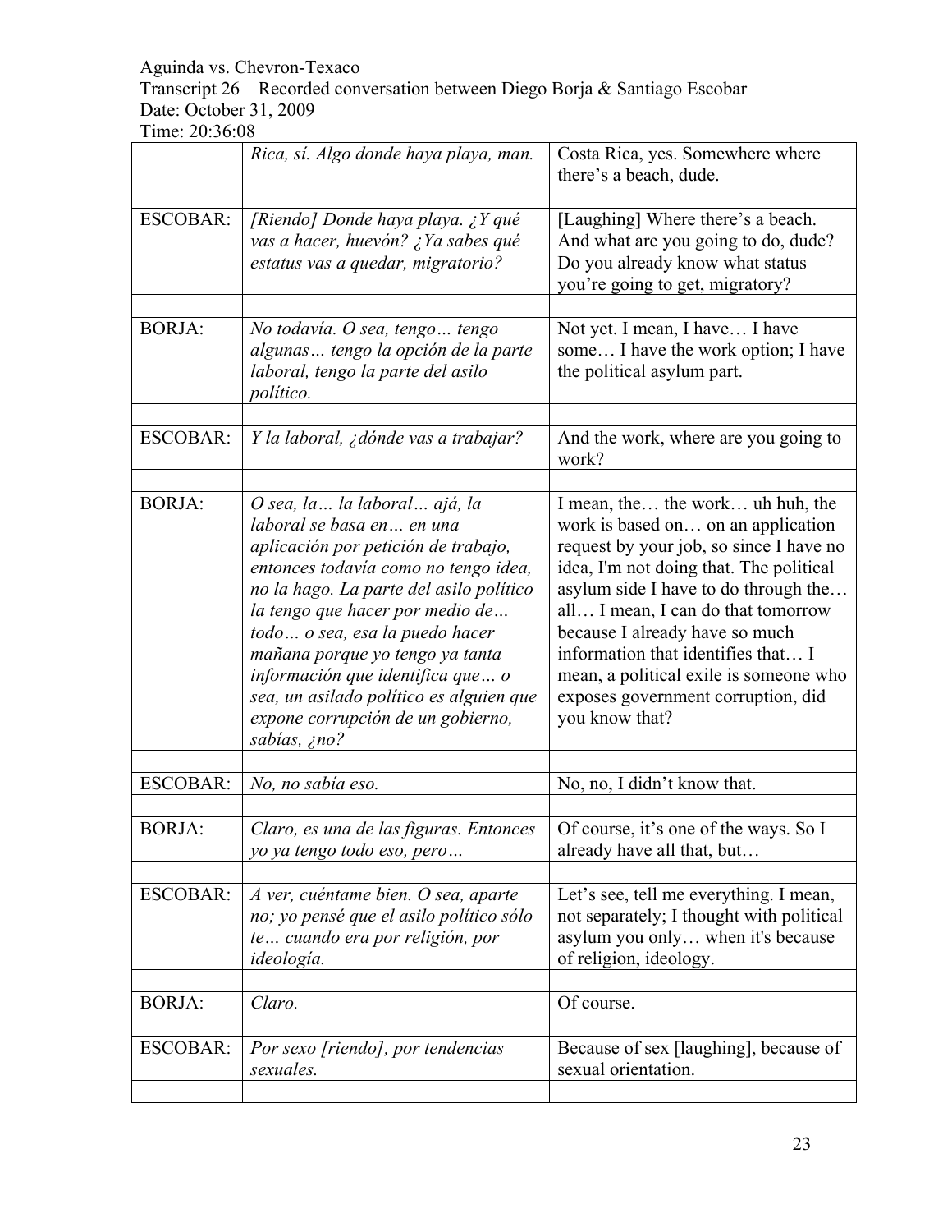| | *Rica, sí. Algo donde haya playa, man.* | Costa Rica, yes. Somewhere where there's a beach, dude. |
|---|---|---|
| | | |
| ESCOBAR: | *[Riendo] Donde haya playa. ¿Y qué vas a hacer, huevón? ¿Ya sabes qué estatus vas a quedar, migratorio?* | [Laughing] Where there's a beach. And what are you going to do, dude? Do you already know what status you're going to get, migratory? |
| | | |
| BORJA: | *No todavía. O sea, tengo… tengo algunas… tengo la opción de la parte laboral, tengo la parte del asilo político.* | Not yet. I mean, I have… I have some… I have the work option; I have the political asylum part. |
| | | |
| ESCOBAR: | *Y la laboral, ¿dónde vas a trabajar?* | And the work, where are you going to work? |
| | | |
| BORJA: | *O sea, la… la laboral… ajá, la laboral se basa en… en una aplicación por petición de trabajo, entonces todavía como no tengo idea, no la hago. La parte del asilo político la tengo que hacer por medio de… todo… o sea, esa la puedo hacer mañana porque yo tengo ya tanta información que identifica que… o sea, un asilado político es alguien que expone corrupción de un gobierno, sabías, ¿no?* | I mean, the… the work… uh huh, the work is based on… on an application request by your job, so since I have no idea, I'm not doing that. The political asylum side I have to do through the… all… I mean, I can do that tomorrow because I already have so much information that identifies that… I mean, a political exile is someone who exposes government corruption, did you know that? |
| | | |
| ESCOBAR: | *No, no sabía eso.* | No, no, I didn't know that. |
| | | |
| BORJA: | *Claro, es una de las figuras. Entonces yo ya tengo todo eso, pero…* | Of course, it's one of the ways. So I already have all that, but… |
| | | |
| ESCOBAR: | *A ver, cuéntame bien. O sea, aparte no; yo pensé que el asilo político sólo te… cuando era por religión, por ideología.* | Let's see, tell me everything. I mean, not separately; I thought with political asylum you only… when it's because of religion, ideology. |
| | | |
| BORJA: | *Claro.* | Of course. |
| | | |
| ESCOBAR: | *Por sexo [riendo], por tendencias sexuales.* | Because of sex [laughing], because of sexual orientation. |
| | | |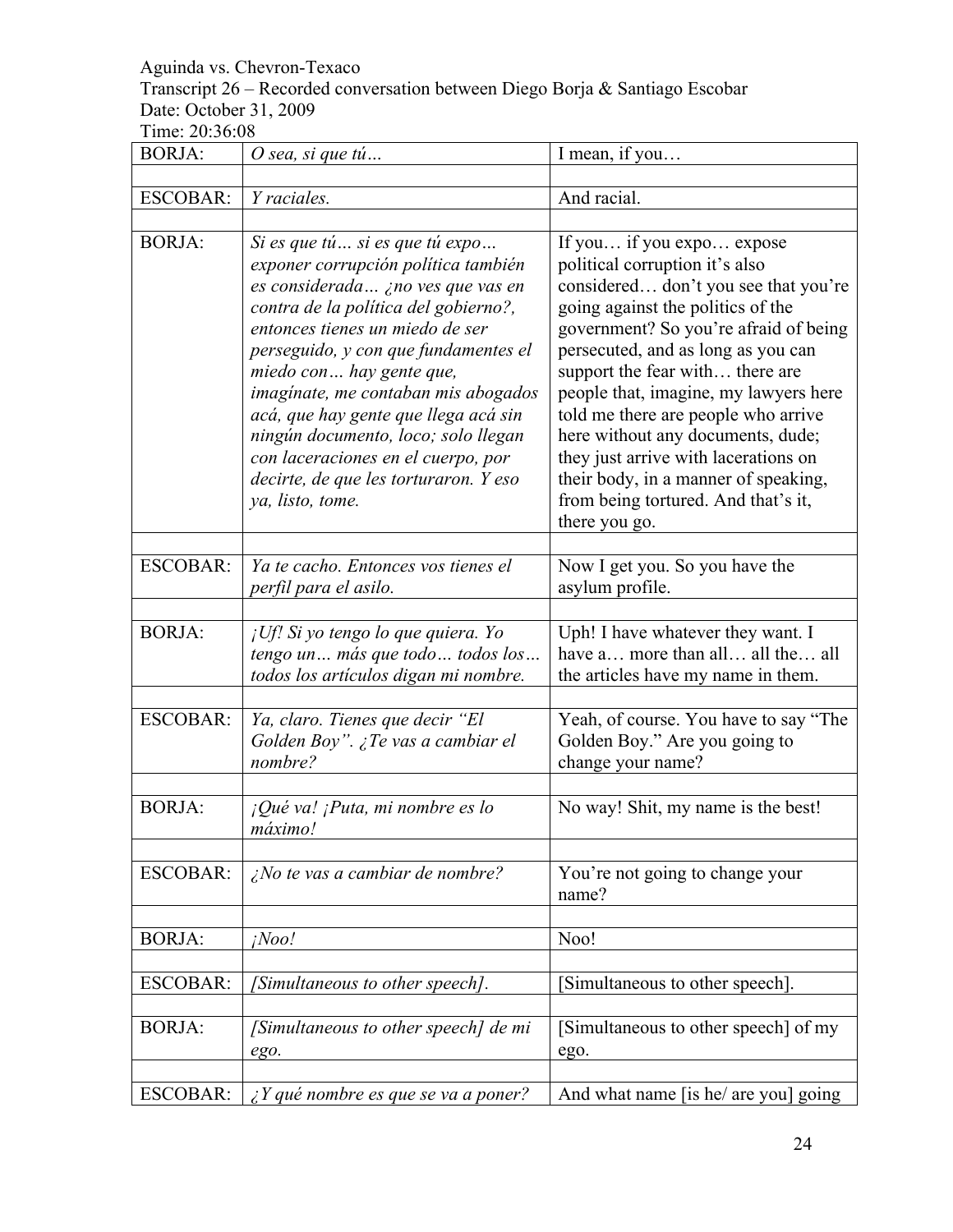Aguinda vs. Chevron-Texaco
Transcript 26 – Recorded conversation between Diego Borja & Santiago Escobar
Date: October 31, 2009
Time: 20:36:08

| | | |
|---|---|---|
| BORJA: | *O sea, si que tú…* | I mean, if you… |
| | | |
| ESCOBAR: | *Y raciales.* | And racial. |
| | | |
| BORJA: | *Si es que tú… si es que tú expo… exponer corrupción política también es considerada… ¿no ves que vas en contra de la política del gobierno?, entonces tienes un miedo de ser perseguido, y con que fundamentes el miedo con… hay gente que, imagínate, me contaban mis abogados acá, que hay gente que llega acá sin ningún documento, loco; solo llegan con laceraciones en el cuerpo, por decirte, de que les torturaron. Y eso ya, listo, tome.* | If you… if you expo… expose political corruption it's also considered… don't you see that you're going against the politics of the government? So you're afraid of being persecuted, and as long as you can support the fear with… there are people that, imagine, my lawyers here told me there are people who arrive here without any documents, dude; they just arrive with lacerations on their body, in a manner of speaking, from being tortured. And that's it, there you go. |
| | | |
| ESCOBAR: | *Ya te cacho. Entonces vos tienes el perfil para el asilo.* | Now I get you. So you have the asylum profile. |
| | | |
| BORJA: | *¡Uf! Si yo tengo lo que quiera. Yo tengo un… más que todo… todos los… todos los artículos digan mi nombre.* | Uph! I have whatever they want. I have a… more than all… all the… all the articles have my name in them. |
| | | |
| ESCOBAR: | *Ya, claro. Tienes que decir "El Golden Boy". ¿Te vas a cambiar el nombre?* | Yeah, of course. You have to say "The Golden Boy." Are you going to change your name? |
| | | |
| BORJA: | *¡Qué va! ¡Puta, mi nombre es lo máximo!* | No way! Shit, my name is the best! |
| | | |
| ESCOBAR: | *¿No te vas a cambiar de nombre?* | You're not going to change your name? |
| | | |
| BORJA: | *¡Noo!* | Noo! |
| | | |
| ESCOBAR: | *[Simultaneous to other speech].* | [Simultaneous to other speech]. |
| | | |
| BORJA: | *[Simultaneous to other speech] de mi ego.* | [Simultaneous to other speech] of my ego. |
| | | |
| ESCOBAR: | *¿Y qué nombre es que se va a poner?* | And what name [is he/ are you] going |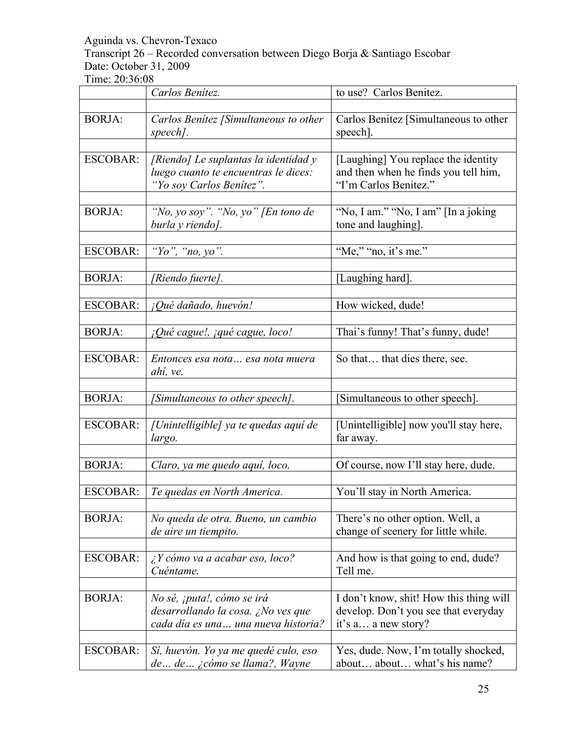| | *Carlos Benítez.* | to use? Carlos Benitez. |
|---|---|---|
| BORJA: | *Carlos Benítez [Simultaneous to other speech].* | Carlos Benitez [Simultaneous to other speech]. |
| ESCOBAR: | *[Riendo] Le suplantas la identidad y luego cuanto te encuentras le dices: "Yo soy Carlos Benítez".* | [Laughing] You replace the identity and then when he finds you tell him, "I'm Carlos Benitez." |
| BORJA: | *"No, yo soy". "No, yo" [En tono de burla y riendo].* | "No, I am." "No, I am" [In a joking tone and laughing]. |
| ESCOBAR: | *"Yo", "no, yo".* | "Me," "no, it's me." |
| BORJA: | *[Riendo fuerte].* | [Laughing hard]. |
| ESCOBAR: | *¡Qué dañado, huevón!* | How wicked, dude! |
| BORJA: | *¡Qué cague!, ¡qué cague, loco!* | Thai's funny! That's funny, dude! |
| ESCOBAR: | *Entonces esa nota… esa nota muera ahí, ve.* | So that… that dies there, see. |
| BORJA: | *[Simultaneous to other speech].* | [Simultaneous to other speech]. |
| ESCOBAR: | *[Unintelligible] ya te quedas aquí de largo.* | [Unintelligible] now you'll stay here, far away. |
| BORJA: | *Claro, ya me quedo aquí, loco.* | Of course, now I'll stay here, dude. |
| ESCOBAR: | *Te quedas en North America.* | You'll stay in North America. |
| BORJA: | *No queda de otra. Bueno, un cambio de aire un tiempito.* | There's no other option. Well, a change of scenery for little while. |
| ESCOBAR: | *¿Y cómo va a acabar eso, loco? Cuéntame.* | And how is that going to end, dude? Tell me. |
| BORJA: | *No sé, ¡puta!, cómo se irá desarrollando la cosa. ¿No ves que cada día es una… una nueva historia?* | I don't know, shit! How this thing will develop. Don't you see that everyday it's a… a new story? |
| ESCOBAR: | *Sí, huevón. Yo ya me quedé culo, eso de… de… ¿cómo se llama?, Wayne* | Yes, dude. Now, I'm totally shocked, about… about… what's his name? |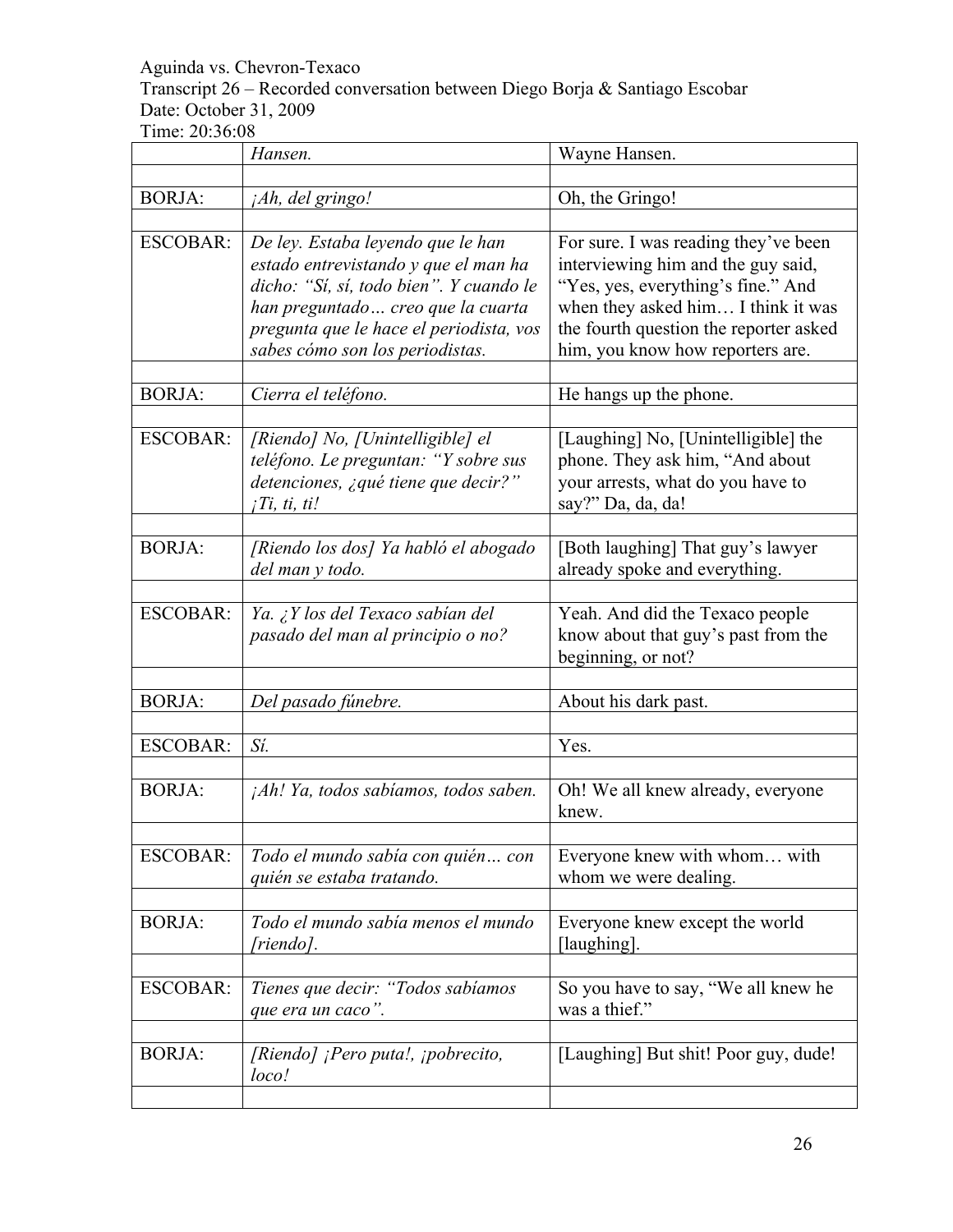Aguinda vs. Chevron-Texaco
Transcript 26 – Recorded conversation between Diego Borja & Santiago Escobar
Date: October 31, 2009
Time: 20:36:08

| | | |
|---|---|---|
| | *Hansen.* | Wayne Hansen. |
| | | |
| BORJA: | *¡Ah, del gringo!* | Oh, the Gringo! |
| | | |
| ESCOBAR: | *De ley. Estaba leyendo que le han estado entrevistando y que el man ha dicho: "Sí, sí, todo bien". Y cuando le han preguntado… creo que la cuarta pregunta que le hace el periodista, vos sabes cómo son los periodistas.* | For sure. I was reading they've been interviewing him and the guy said, "Yes, yes, everything's fine." And when they asked him… I think it was the fourth question the reporter asked him, you know how reporters are. |
| | | |
| BORJA: | *Cierra el teléfono.* | He hangs up the phone. |
| | | |
| ESCOBAR: | *[Riendo] No, [Unintelligible] el teléfono. Le preguntan: "Y sobre sus detenciones, ¿qué tiene que decir?" ¡Ti, ti, ti!* | [Laughing] No, [Unintelligible] the phone. They ask him, "And about your arrests, what do you have to say?" Da, da, da! |
| | | |
| BORJA: | *[Riendo los dos] Ya habló el abogado del man y todo.* | [Both laughing] That guy's lawyer already spoke and everything. |
| | | |
| ESCOBAR: | *Ya. ¿Y los del Texaco sabían del pasado del man al principio o no?* | Yeah. And did the Texaco people know about that guy's past from the beginning, or not? |
| | | |
| BORJA: | *Del pasado fúnebre.* | About his dark past. |
| | | |
| ESCOBAR: | *Sí.* | Yes. |
| | | |
| BORJA: | *¡Ah! Ya, todos sabíamos, todos saben.* | Oh! We all knew already, everyone knew. |
| | | |
| ESCOBAR: | *Todo el mundo sabía con quién… con quién se estaba tratando.* | Everyone knew with whom… with whom we were dealing. |
| | | |
| BORJA: | *Todo el mundo sabía menos el mundo [riendo].* | Everyone knew except the world [laughing]. |
| | | |
| ESCOBAR: | *Tienes que decir: "Todos sabíamos que era un caco".* | So you have to say, "We all knew he was a thief." |
| | | |
| BORJA: | *[Riendo] ¡Pero puta!, ¡pobrecito, loco!* | [Laughing] But shit! Poor guy, dude! |
| | | |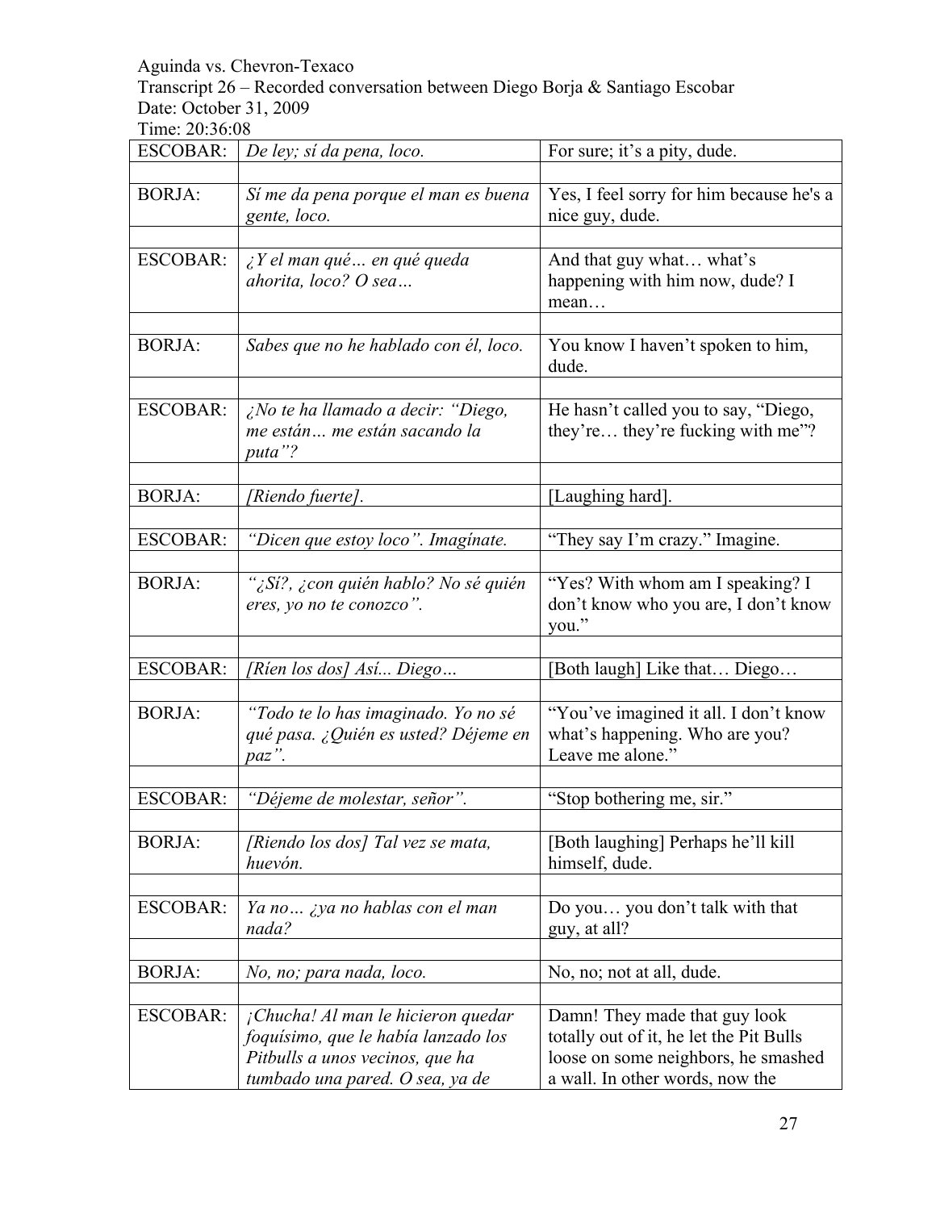Aguinda vs. Chevron-Texaco
Transcript 26 – Recorded conversation between Diego Borja & Santiago Escobar
Date: October 31, 2009
Time: 20:36:08

| | | |
|---|---|---|
| ESCOBAR: | *De ley; sí da pena, loco.* | For sure; it's a pity, dude. |
| | | |
| BORJA: | *Sí me da pena porque el man es buena gente, loco.* | Yes, I feel sorry for him because he's a nice guy, dude. |
| | | |
| ESCOBAR: | *¿Y el man qué… en qué queda ahorita, loco? O sea…* | And that guy what… what's happening with him now, dude? I mean… |
| | | |
| BORJA: | *Sabes que no he hablado con él, loco.* | You know I haven't spoken to him, dude. |
| | | |
| ESCOBAR: | *¿No te ha llamado a decir: "Diego, me están… me están sacando la puta"?* | He hasn't called you to say, "Diego, they're… they're fucking with me"? |
| | | |
| BORJA: | *[Riendo fuerte].* | [Laughing hard]. |
| | | |
| ESCOBAR: | *"Dicen que estoy loco". Imagínate.* | "They say I'm crazy." Imagine. |
| | | |
| BORJA: | *"¿Sí?, ¿con quién hablo? No sé quién eres, yo no te conozco".* | "Yes? With whom am I speaking? I don't know who you are, I don't know you." |
| | | |
| ESCOBAR: | *[Ríen los dos] Así... Diego…* | [Both laugh] Like that… Diego… |
| | | |
| BORJA: | *"Todo te lo has imaginado. Yo no sé qué pasa. ¿Quién es usted? Déjeme en paz".* | "You've imagined it all. I don't know what's happening. Who are you? Leave me alone." |
| | | |
| ESCOBAR: | *"Déjeme de molestar, señor".* | "Stop bothering me, sir." |
| | | |
| BORJA: | *[Riendo los dos] Tal vez se mata, huevón.* | [Both laughing] Perhaps he'll kill himself, dude. |
| | | |
| ESCOBAR: | *Ya no… ¿ya no hablas con el man nada?* | Do you… you don't talk with that guy, at all? |
| | | |
| BORJA: | *No, no; para nada, loco.* | No, no; not at all, dude. |
| | | |
| ESCOBAR: | *¡Chucha! Al man le hicieron quedar foquísimo, que le había lanzado los Pitbulls a unos vecinos, que ha tumbado una pared. O sea, ya de* | Damn! They made that guy look totally out of it, he let the Pit Bulls loose on some neighbors, he smashed a wall. In other words, now the |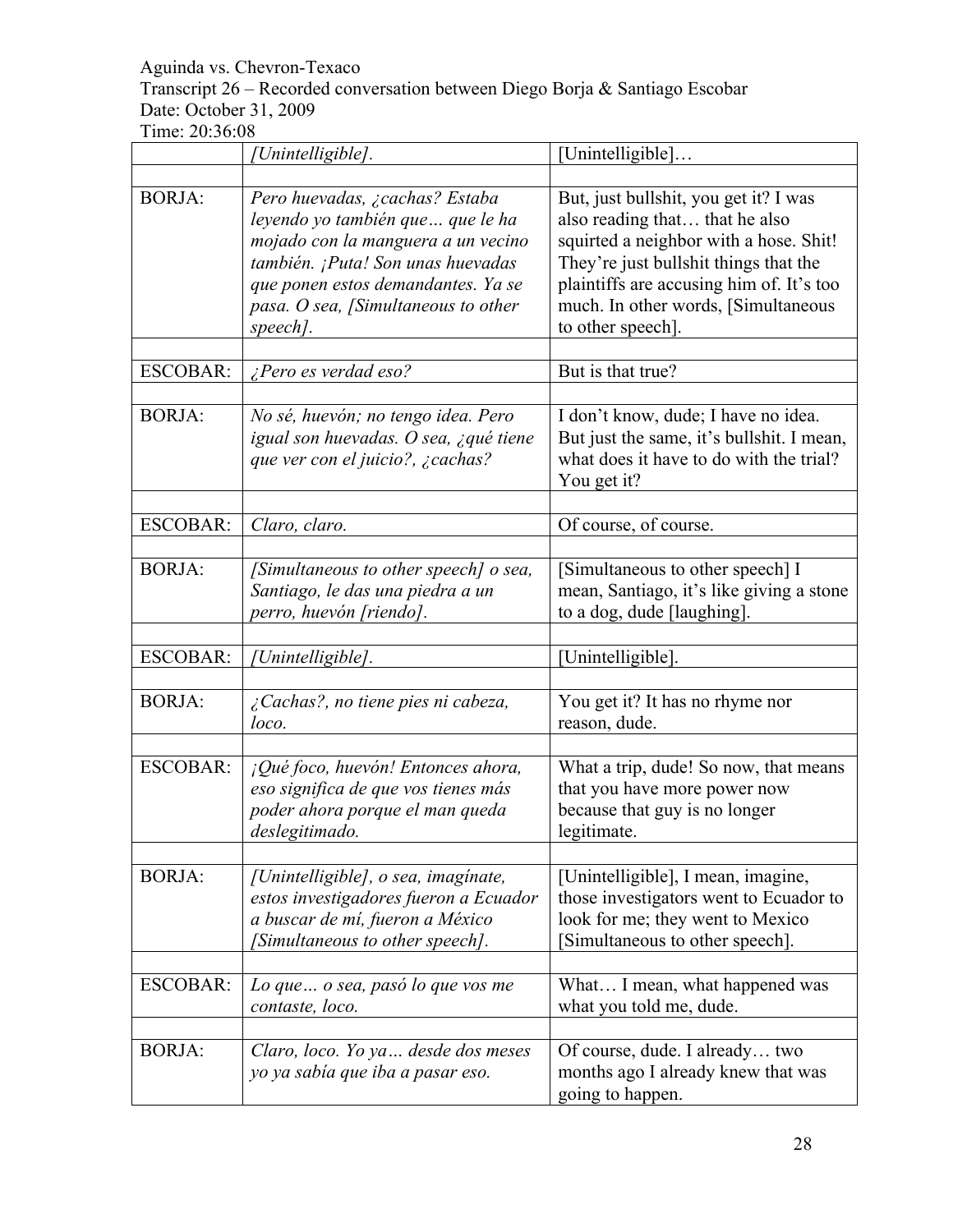Aguinda vs. Chevron-Texaco
Transcript 26 – Recorded conversation between Diego Borja & Santiago Escobar
Date: October 31, 2009
Time: 20:36:08

| | | |
|---|---|---|
| | *[Unintelligible].* | [Unintelligible]… |
| | | |
| BORJA: | *Pero huevadas, ¿cachas? Estaba leyendo yo también que… que le ha mojado con la manguera a un vecino también. ¡Puta! Son unas huevadas que ponen estos demandantes. Ya se pasa. O sea, [Simultaneous to other speech].* | But, just bullshit, you get it? I was also reading that… that he also squirted a neighbor with a hose. Shit! They're just bullshit things that the plaintiffs are accusing him of. It's too much. In other words, [Simultaneous to other speech]. |
| | | |
| ESCOBAR: | *¿Pero es verdad eso?* | But is that true? |
| | | |
| BORJA: | *No sé, huevón; no tengo idea. Pero igual son huevadas. O sea, ¿qué tiene que ver con el juicio?, ¿cachas?* | I don't know, dude; I have no idea. But just the same, it's bullshit. I mean, what does it have to do with the trial? You get it? |
| | | |
| ESCOBAR: | *Claro, claro.* | Of course, of course. |
| | | |
| BORJA: | *[Simultaneous to other speech] o sea, Santiago, le das una piedra a un perro, huevón [riendo].* | [Simultaneous to other speech] I mean, Santiago, it's like giving a stone to a dog, dude [laughing]. |
| | | |
| ESCOBAR: | *[Unintelligible].* | [Unintelligible]. |
| | | |
| BORJA: | *¿Cachas?, no tiene pies ni cabeza, loco.* | You get it? It has no rhyme nor reason, dude. |
| | | |
| ESCOBAR: | *¡Qué foco, huevón! Entonces ahora, eso significa de que vos tienes más poder ahora porque el man queda deslegitimado.* | What a trip, dude! So now, that means that you have more power now because that guy is no longer legitimate. |
| | | |
| BORJA: | *[Unintelligible], o sea, imagínate, estos investigadores fueron a Ecuador a buscar de mí, fueron a México [Simultaneous to other speech].* | [Unintelligible], I mean, imagine, those investigators went to Ecuador to look for me; they went to Mexico [Simultaneous to other speech]. |
| | | |
| ESCOBAR: | *Lo que… o sea, pasó lo que vos me contaste, loco.* | What… I mean, what happened was what you told me, dude. |
| | | |
| BORJA: | *Claro, loco. Yo ya… desde dos meses yo ya sabía que iba a pasar eso.* | Of course, dude. I already… two months ago I already knew that was going to happen. |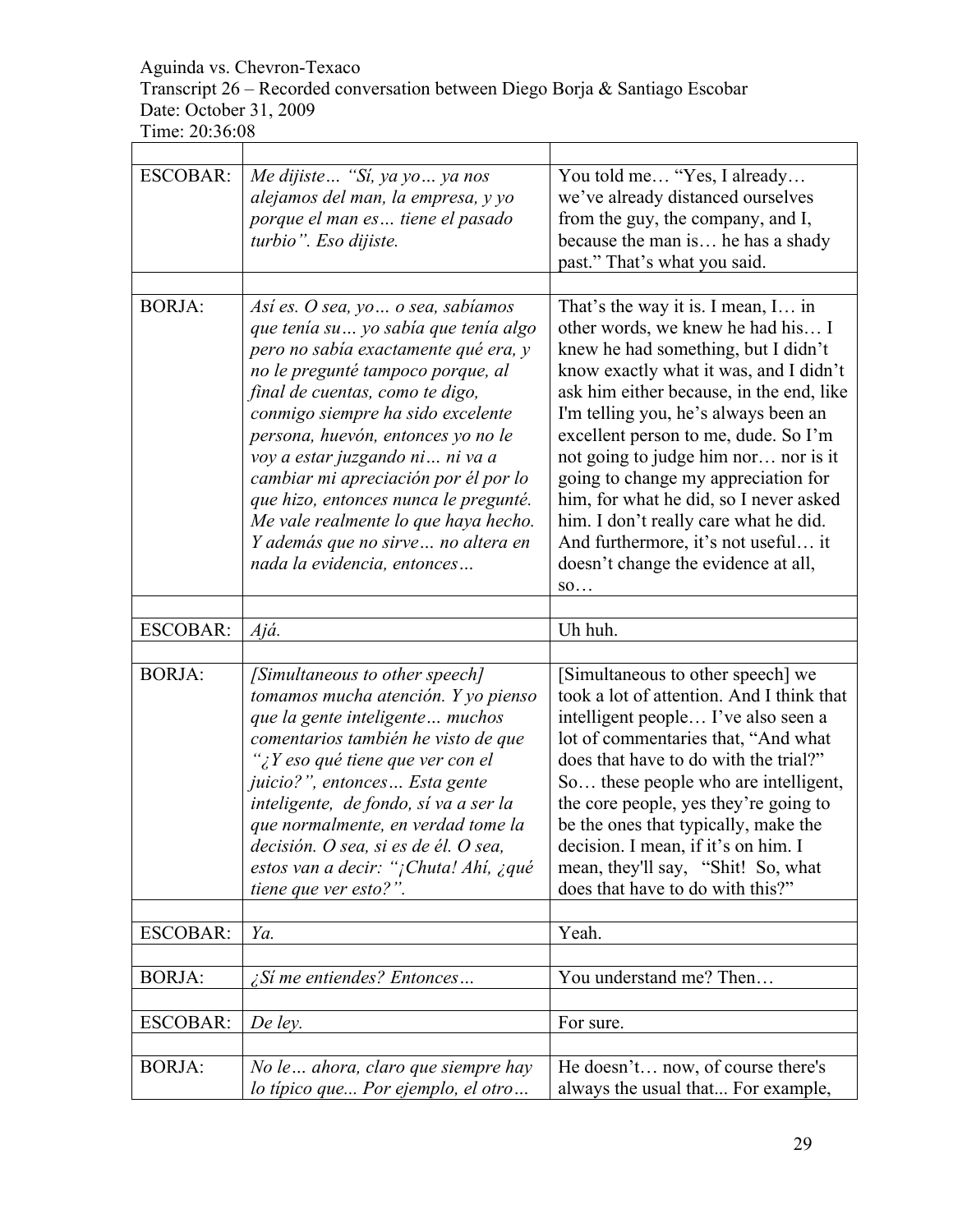Aguinda vs. Chevron-Texaco
Transcript 26 – Recorded conversation between Diego Borja & Santiago Escobar
Date: October 31, 2009
Time: 20:36:08

| | | |
|---|---|---|
| ESCOBAR: | *Me dijiste… "Sí, ya yo… ya nos alejamos del man, la empresa, y yo porque el man es… tiene el pasado turbio". Eso dijiste.* | You told me… "Yes, I already… we've already distanced ourselves from the guy, the company, and I, because the man is… he has a shady past." That's what you said. |
| | | |
| BORJA: | *Así es. O sea, yo… o sea, sabíamos que tenía su… yo sabía que tenía algo pero no sabía exactamente qué era, y no le pregunté tampoco porque, al final de cuentas, como te digo, conmigo siempre ha sido excelente persona, huevón, entonces yo no le voy a estar juzgando ni… ni va a cambiar mi apreciación por él por lo que hizo, entonces nunca le pregunté. Me vale realmente lo que haya hecho. Y además que no sirve… no altera en nada la evidencia, entonces…* | That's the way it is. I mean, I… in other words, we knew he had his… I knew he had something, but I didn't know exactly what it was, and I didn't ask him either because, in the end, like I'm telling you, he's always been an excellent person to me, dude. So I'm not going to judge him nor… nor is it going to change my appreciation for him, for what he did, so I never asked him. I don't really care what he did. And furthermore, it's not useful… it doesn't change the evidence at all, so… |
| | | |
| ESCOBAR: | *Ajá.* | Uh huh. |
| | | |
| BORJA: | *[Simultaneous to other speech] tomamos mucha atención. Y yo pienso que la gente inteligente… muchos comentarios también he visto de que "¿Y eso qué tiene que ver con el juicio?", entonces… Esta gente inteligente, de fondo, sí va a ser la que normalmente, en verdad tome la decisión. O sea, si es de él. O sea, estos van a decir: "¡Chuta! Ahí, ¿qué tiene que ver esto?".* | [Simultaneous to other speech] we took a lot of attention. And I think that intelligent people… I've also seen a lot of commentaries that, "And what does that have to do with the trial?" So… these people who are intelligent, the core people, yes they're going to be the ones that typically, make the decision. I mean, if it's on him. I mean, they'll say, "Shit! So, what does that have to do with this?" |
| | | |
| ESCOBAR: | *Ya.* | Yeah. |
| | | |
| BORJA: | *¿Sí me entiendes? Entonces…* | You understand me? Then… |
| | | |
| ESCOBAR: | *De ley.* | For sure. |
| | | |
| BORJA: | *No le… ahora, claro que siempre hay lo típico que... Por ejemplo, el otro…* | He doesn't… now, of course there's always the usual that... For example, |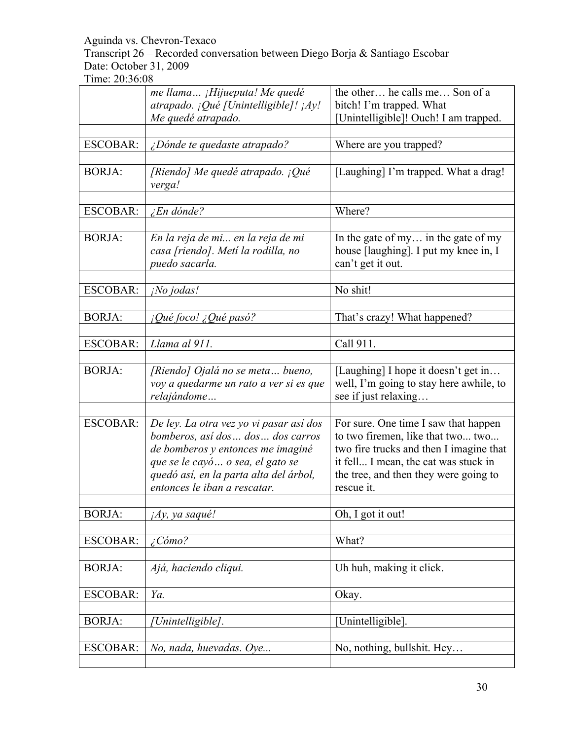Aguinda vs. Chevron-Texaco
Transcript 26 – Recorded conversation between Diego Borja & Santiago Escobar
Date: October 31, 2009
Time: 20:36:08

| | | |
|---|---|---|
| | *me llama… ¡Hijueputa! Me quedé atrapado. ¡Qué [Unintelligible]! ¡Ay! Me quedé atrapado.* | the other… he calls me… Son of a bitch! I'm trapped. What [Unintelligible]! Ouch! I am trapped. |
| | | |
| ESCOBAR: | *¿Dónde te quedaste atrapado?* | Where are you trapped? |
| | | |
| BORJA: | *[Riendo] Me quedé atrapado. ¡Qué verga!* | [Laughing] I'm trapped. What a drag! |
| | | |
| ESCOBAR: | *¿En dónde?* | Where? |
| | | |
| BORJA: | *En la reja de mi... en la reja de mi casa [riendo]. Metí la rodilla, no puedo sacarla.* | In the gate of my… in the gate of my house [laughing]. I put my knee in, I can't get it out. |
| | | |
| ESCOBAR: | *¡No jodas!* | No shit! |
| | | |
| BORJA: | *¡Qué foco! ¿Qué pasó?* | That's crazy! What happened? |
| | | |
| ESCOBAR: | *Llama al 911.* | Call 911. |
| | | |
| BORJA: | *[Riendo] Ojalá no se meta… bueno, voy a quedarme un rato a ver si es que relajándome…* | [Laughing] I hope it doesn't get in… well, I'm going to stay here awhile, to see if just relaxing… |
| | | |
| ESCOBAR: | *De ley. La otra vez yo vi pasar así dos bomberos, así dos… dos… dos carros de bomberos y entonces me imaginé que se le cayó… o sea, el gato se quedó así, en la parta alta del árbol, entonces le iban a rescatar.* | For sure. One time I saw that happen to two firemen, like that two... two... two fire trucks and then I imagine that it fell... I mean, the cat was stuck in the tree, and then they were going to rescue it. |
| | | |
| BORJA: | *¡Ay, ya saqué!* | Oh, I got it out! |
| | | |
| ESCOBAR: | *¿Cómo?* | What? |
| | | |
| BORJA: | *Ajá, haciendo cliqui.* | Uh huh, making it click. |
| | | |
| ESCOBAR: | *Ya.* | Okay. |
| | | |
| BORJA: | *[Unintelligible].* | [Unintelligible]. |
| | | |
| ESCOBAR: | *No, nada, huevadas. Oye...* | No, nothing, bullshit. Hey… |
| | | |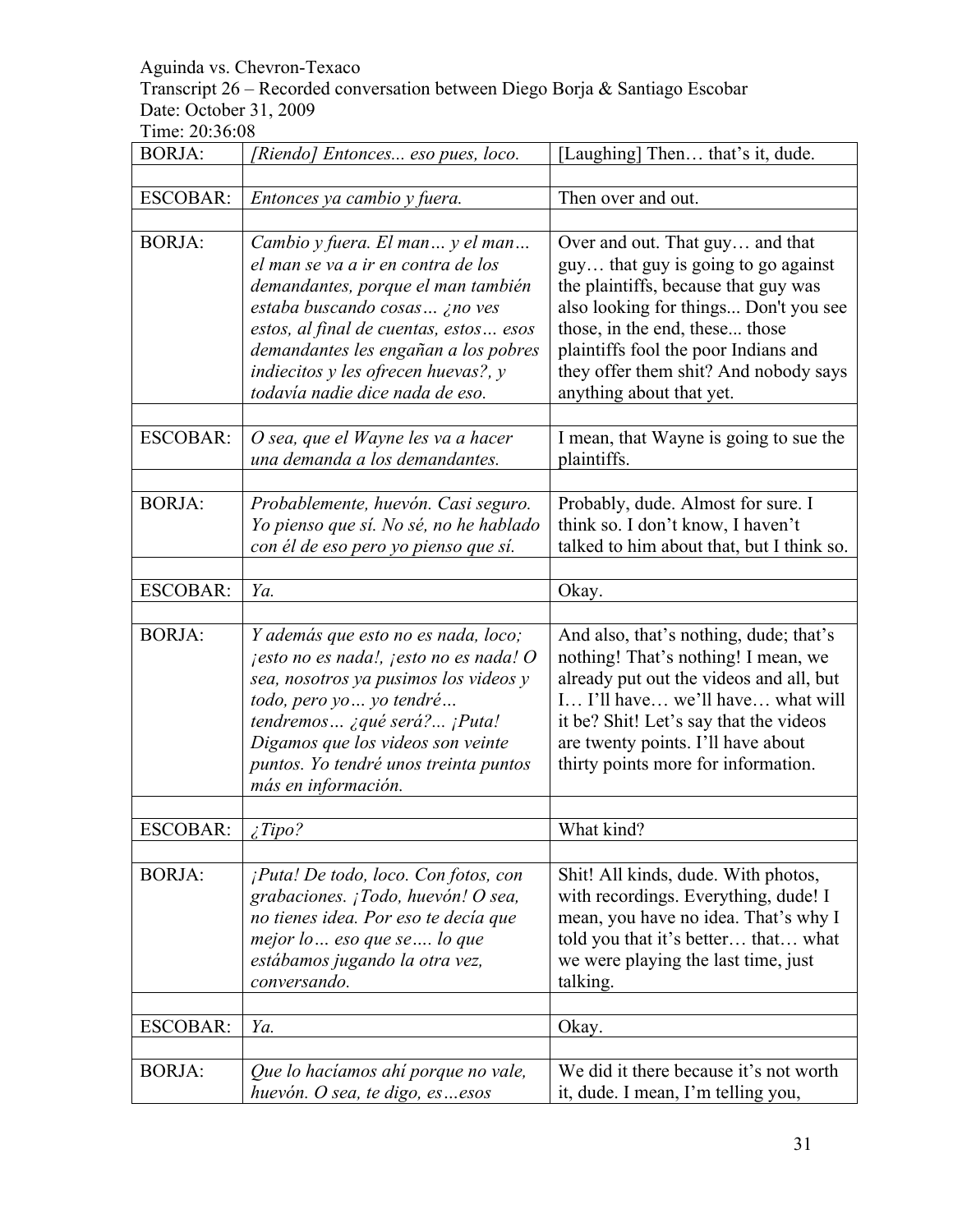Aguinda vs. Chevron-Texaco

Transcript 26 – Recorded conversation between Diego Borja & Santiago Escobar

Date: October 31, 2009

Time: 20:36:08

| | | |
|---|---|---|
| BORJA: | *[Riendo] Entonces... eso pues, loco.* | [Laughing] Then… that's it, dude. |
| | | |
| ESCOBAR: | *Entonces ya cambio y fuera.* | Then over and out. |
| | | |
| BORJA: | *Cambio y fuera. El man… y el man… el man se va a ir en contra de los demandantes, porque el man también estaba buscando cosas… ¿no ves estos, al final de cuentas, estos… esos demandantes les engañan a los pobres indiecitos y les ofrecen huevas?, y todavía nadie dice nada de eso.* | Over and out. That guy… and that guy… that guy is going to go against the plaintiffs, because that guy was also looking for things... Don't you see those, in the end, these... those plaintiffs fool the poor Indians and they offer them shit? And nobody says anything about that yet. |
| | | |
| ESCOBAR: | *O sea, que el Wayne les va a hacer una demanda a los demandantes.* | I mean, that Wayne is going to sue the plaintiffs. |
| | | |
| BORJA: | *Probablemente, huevón. Casi seguro. Yo pienso que sí. No sé, no he hablado con él de eso pero yo pienso que sí.* | Probably, dude. Almost for sure. I think so. I don't know, I haven't talked to him about that, but I think so. |
| | | |
| ESCOBAR: | *Ya.* | Okay. |
| | | |
| BORJA: | *Y además que esto no es nada, loco; ¡esto no es nada!, ¡esto no es nada! O sea, nosotros ya pusimos los videos y todo, pero yo… yo tendré… tendremos… ¿qué será?... ¡Puta! Digamos que los videos son veinte puntos. Yo tendré unos treinta puntos más en información.* | And also, that's nothing, dude; that's nothing! That's nothing! I mean, we already put out the videos and all, but I… I'll have… we'll have… what will it be? Shit! Let's say that the videos are twenty points. I'll have about thirty points more for information. |
| | | |
| ESCOBAR: | *¿Tipo?* | What kind? |
| | | |
| BORJA: | *¡Puta! De todo, loco. Con fotos, con grabaciones. ¡Todo, huevón! O sea, no tienes idea. Por eso te decía que mejor lo… eso que se…. lo que estábamos jugando la otra vez, conversando.* | Shit! All kinds, dude. With photos, with recordings. Everything, dude! I mean, you have no idea. That's why I told you that it's better… that… what we were playing the last time, just talking. |
| | | |
| ESCOBAR: | *Ya.* | Okay. |
| | | |
| BORJA: | *Que lo hacíamos ahí porque no vale, huevón. O sea, te digo, es…esos* | We did it there because it's not worth it, dude. I mean, I'm telling you, |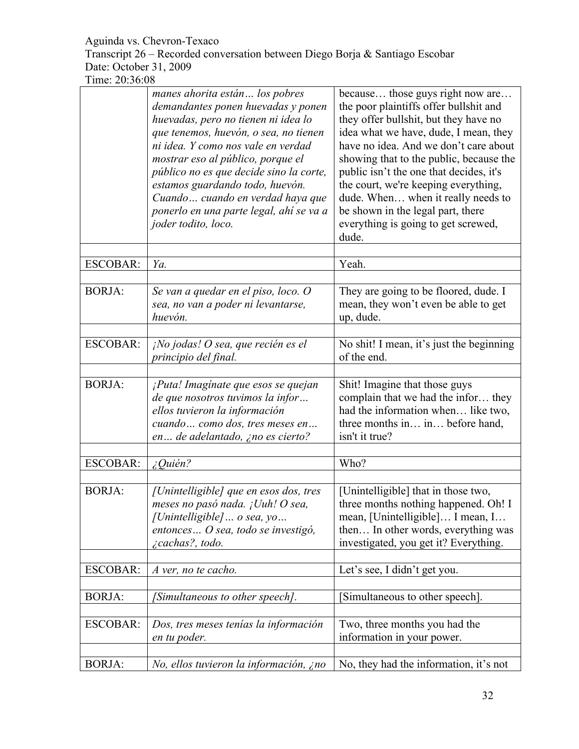| | | |
|---|---|---|
| | *manes ahorita están… los pobres demandantes ponen huevadas y ponen huevadas, pero no tienen ni idea lo que tenemos, huevón, o sea, no tienen ni idea. Y como nos vale en verdad mostrar eso al público, porque el público no es que decide sino la corte, estamos guardando todo, huevón. Cuando… cuando en verdad haya que ponerlo en una parte legal, ahí se va a joder todito, loco.* | because… those guys right now are… the poor plaintiffs offer bullshit and they offer bullshit, but they have no idea what we have, dude, I mean, they have no idea. And we don't care about showing that to the public, because the public isn't the one that decides, it's the court, we're keeping everything, dude. When… when it really needs to be shown in the legal part, there everything is going to get screwed, dude. |
| | | |
| ESCOBAR: | *Ya.* | Yeah. |
| | | |
| BORJA: | *Se van a quedar en el piso, loco. O sea, no van a poder ni levantarse, huevón.* | They are going to be floored, dude. I mean, they won't even be able to get up, dude. |
| | | |
| ESCOBAR: | *¡No jodas! O sea, que recién es el principio del final.* | No shit! I mean, it's just the beginning of the end. |
| | | |
| BORJA: | *¡Puta! Imagínate que esos se quejan de que nosotros tuvimos la infor… ellos tuvieron la información cuando… como dos, tres meses en… en… de adelantado, ¿no es cierto?* | Shit! Imagine that those guys complain that we had the infor… they had the information when… like two, three months in… in… before hand, isn't it true? |
| | | |
| ESCOBAR: | *¿Quién?* | Who? |
| | | |
| BORJA: | *[Unintelligible] que en esos dos, tres meses no pasó nada. ¡Uuh! O sea, [Unintelligible]… o sea, yo… entonces… O sea, todo se investigó, ¿cachas?, todo.* | [Unintelligible] that in those two, three months nothing happened. Oh! I mean, [Unintelligible]… I mean, I… then… In other words, everything was investigated, you get it? Everything. |
| | | |
| ESCOBAR: | *A ver, no te cacho.* | Let's see, I didn't get you. |
| | | |
| BORJA: | *[Simultaneous to other speech].* | [Simultaneous to other speech]. |
| | | |
| ESCOBAR: | *Dos, tres meses tenías la información en tu poder.* | Two, three months you had the information in your power. |
| | | |
| BORJA: | *No, ellos tuvieron la información, ¿no* | No, they had the information, it's not |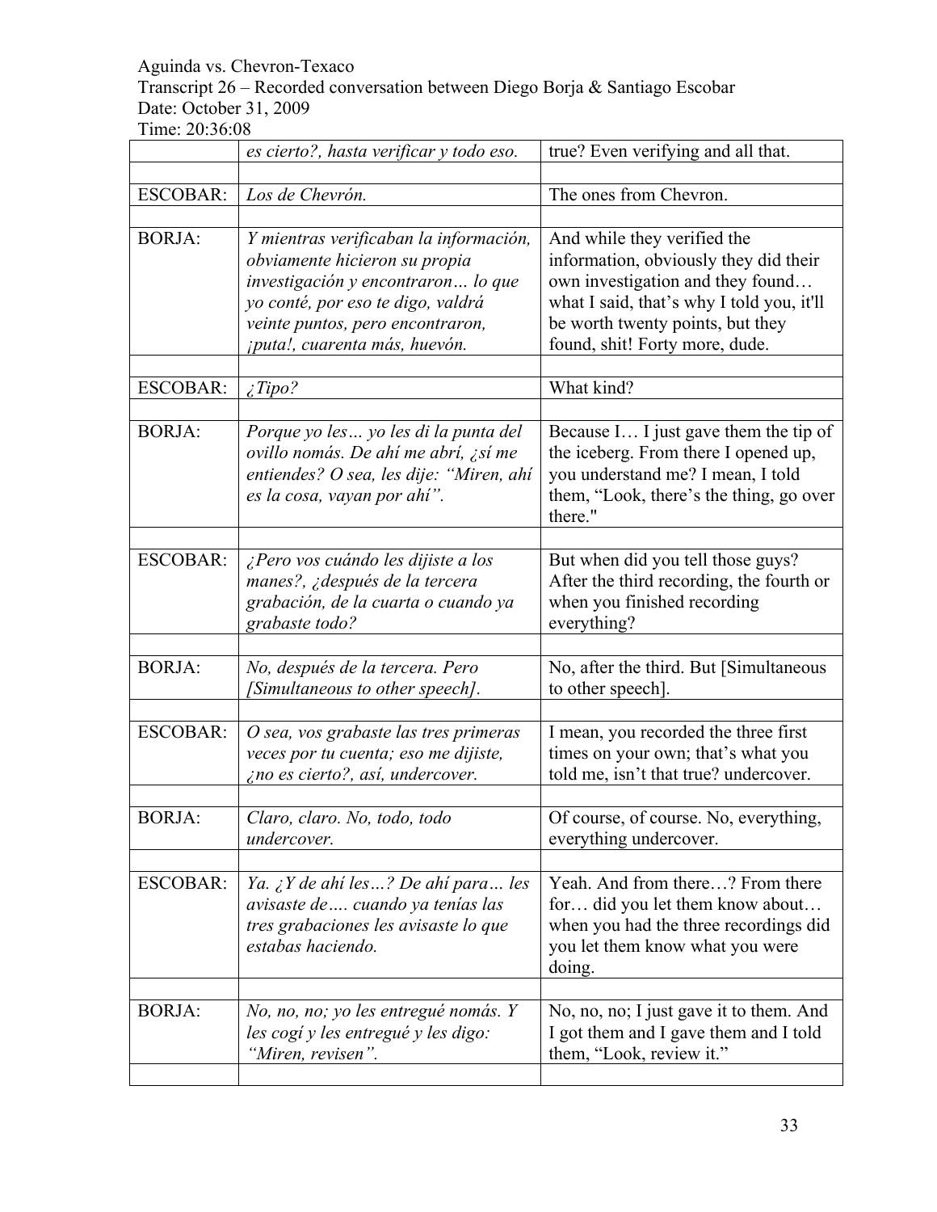Aguinda vs. Chevron-Texaco
Transcript 26 – Recorded conversation between Diego Borja & Santiago Escobar
Date: October 31, 2009
Time: 20:36:08

| | | |
|---|---|---|
| | *es cierto?, hasta verificar y todo eso.* | true? Even verifying and all that. |
| | | |
| ESCOBAR: | *Los de Chevrón.* | The ones from Chevron. |
| | | |
| BORJA: | *Y mientras verificaban la información, obviamente hicieron su propia investigación y encontraron… lo que yo conté, por eso te digo, valdrá veinte puntos, pero encontraron, ¡puta!, cuarenta más, huevón.* | And while they verified the information, obviously they did their own investigation and they found… what I said, that's why I told you, it'll be worth twenty points, but they found, shit! Forty more, dude. |
| | | |
| ESCOBAR: | *¿Tipo?* | What kind? |
| | | |
| BORJA: | *Porque yo les… yo les di la punta del ovillo nomás. De ahí me abrí, ¿sí me entiendes? O sea, les dije: "Miren, ahí es la cosa, vayan por ahí".* | Because I… I just gave them the tip of the iceberg. From there I opened up, you understand me? I mean, I told them, "Look, there's the thing, go over there." |
| | | |
| ESCOBAR: | *¿Pero vos cuándo les dijiste a los manes?, ¿después de la tercera grabación, de la cuarta o cuando ya grabaste todo?* | But when did you tell those guys? After the third recording, the fourth or when you finished recording everything? |
| | | |
| BORJA: | *No, después de la tercera. Pero [Simultaneous to other speech].* | No, after the third. But [Simultaneous to other speech]. |
| | | |
| ESCOBAR: | *O sea, vos grabaste las tres primeras veces por tu cuenta; eso me dijiste, ¿no es cierto?, así, undercover.* | I mean, you recorded the three first times on your own; that's what you told me, isn't that true? undercover. |
| | | |
| BORJA: | *Claro, claro. No, todo, todo undercover.* | Of course, of course. No, everything, everything undercover. |
| | | |
| ESCOBAR: | *Ya. ¿Y de ahí les…? De ahí para… les avisaste de…. cuando ya tenías las tres grabaciones les avisaste lo que estabas haciendo.* | Yeah. And from there…? From there for… did you let them know about… when you had the three recordings did you let them know what you were doing. |
| | | |
| BORJA: | *No, no, no; yo les entregué nomás. Y les cogí y les entregué y les digo: "Miren, revisen".* | No, no, no; I just gave it to them. And I got them and I gave them and I told them, "Look, review it." |
| | | |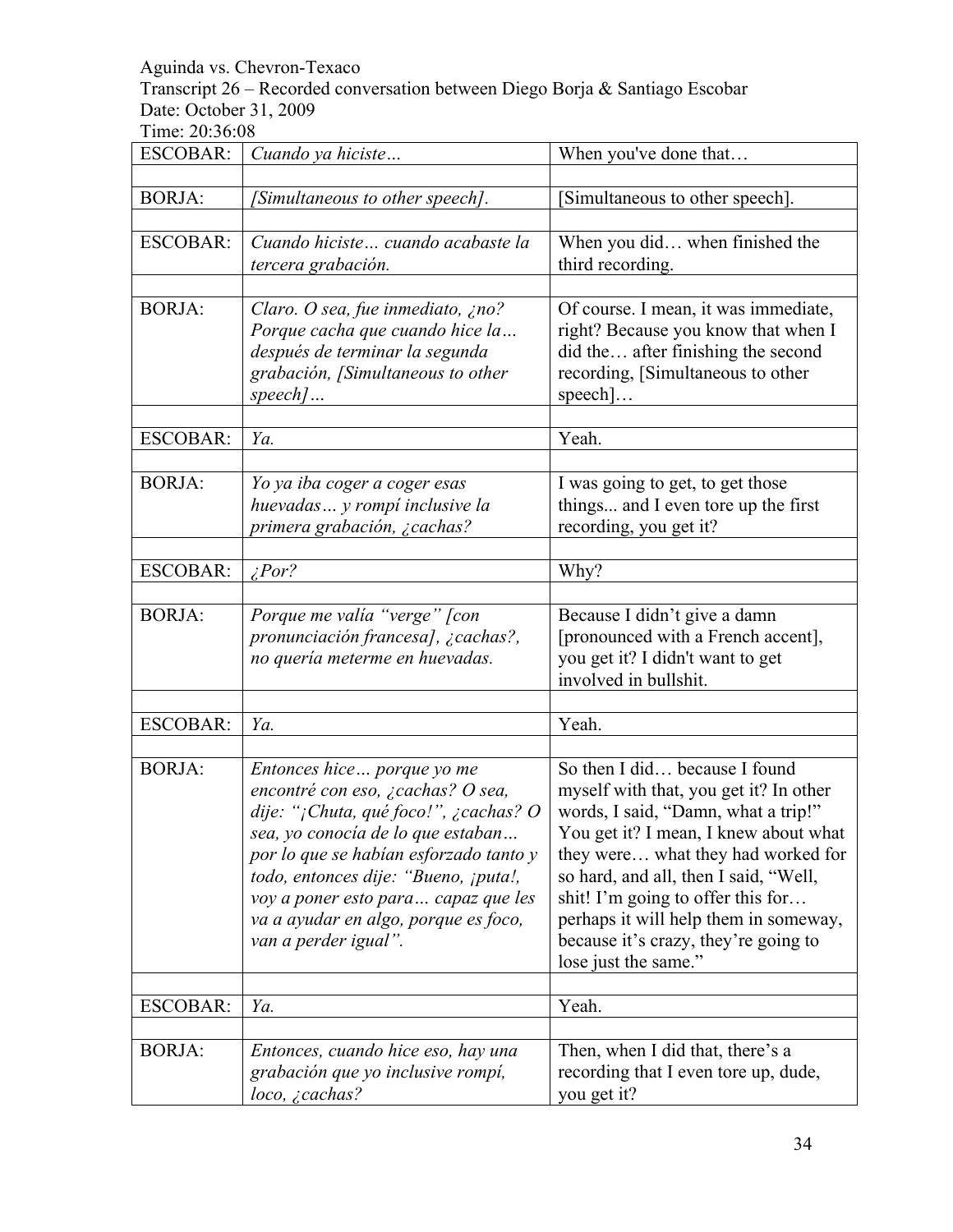Aguinda vs. Chevron-Texaco
Transcript 26 – Recorded conversation between Diego Borja & Santiago Escobar
Date: October 31, 2009
Time: 20:36:08

| | | |
|---|---|---|
| ESCOBAR: | *Cuando ya hiciste…* | When you've done that… |
| | | |
| BORJA: | *[Simultaneous to other speech].* | [Simultaneous to other speech]. |
| | | |
| ESCOBAR: | *Cuando hiciste… cuando acabaste la tercera grabación.* | When you did… when finished the third recording. |
| | | |
| BORJA: | *Claro. O sea, fue inmediato, ¿no? Porque cacha que cuando hice la… después de terminar la segunda grabación, [Simultaneous to other speech]…* | Of course. I mean, it was immediate, right? Because you know that when I did the… after finishing the second recording, [Simultaneous to other speech]… |
| | | |
| ESCOBAR: | *Ya.* | Yeah. |
| | | |
| BORJA: | *Yo ya iba coger a coger esas huevadas… y rompí inclusive la primera grabación, ¿cachas?* | I was going to get, to get those things... and I even tore up the first recording, you get it? |
| | | |
| ESCOBAR: | *¿Por?* | Why? |
| | | |
| BORJA: | *Porque me valía "verge" [con pronunciación francesa], ¿cachas?, no quería meterme en huevadas.* | Because I didn't give a damn [pronounced with a French accent], you get it? I didn't want to get involved in bullshit. |
| | | |
| ESCOBAR: | *Ya.* | Yeah. |
| | | |
| BORJA: | *Entonces hice… porque yo me encontré con eso, ¿cachas? O sea, dije: "¡Chuta, qué foco!", ¿cachas? O sea, yo conocía de lo que estaban… por lo que se habían esforzado tanto y todo, entonces dije: "Bueno, ¡puta!, voy a poner esto para… capaz que les va a ayudar en algo, porque es foco, van a perder igual".* | So then I did… because I found myself with that, you get it? In other words, I said, "Damn, what a trip!" You get it? I mean, I knew about what they were… what they had worked for so hard, and all, then I said, "Well, shit! I'm going to offer this for… perhaps it will help them in someway, because it's crazy, they're going to lose just the same." |
| | | |
| ESCOBAR: | *Ya.* | Yeah. |
| | | |
| BORJA: | *Entonces, cuando hice eso, hay una grabación que yo inclusive rompí, loco, ¿cachas?* | Then, when I did that, there's a recording that I even tore up, dude, you get it? |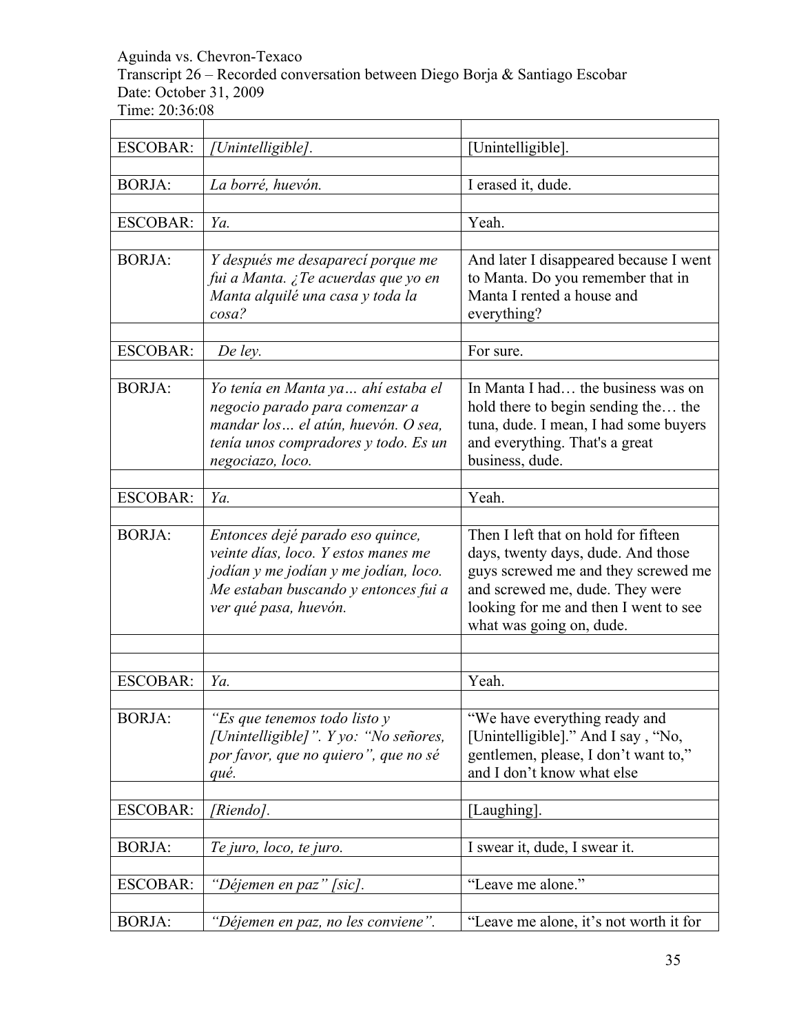Aguinda vs. Chevron-Texaco
Transcript 26 – Recorded conversation between Diego Borja & Santiago Escobar
Date: October 31, 2009
Time: 20:36:08

| | | |
|---|---|---|
| ESCOBAR: | *[Unintelligible].* | [Unintelligible]. |
| BORJA: | *La borré, huevón.* | I erased it, dude. |
| ESCOBAR: | *Ya.* | Yeah. |
| BORJA: | *Y después me desaparecí porque me fui a Manta. ¿Te acuerdas que yo en Manta alquilé una casa y toda la cosa?* | And later I disappeared because I went to Manta. Do you remember that in Manta I rented a house and everything? |
| ESCOBAR: | *De ley.* | For sure. |
| BORJA: | *Yo tenía en Manta ya… ahí estaba el negocio parado para comenzar a mandar los… el atún, huevón. O sea, tenía unos compradores y todo. Es un negociazo, loco.* | In Manta I had… the business was on hold there to begin sending the… the tuna, dude. I mean, I had some buyers and everything. That's a great business, dude. |
| ESCOBAR: | *Ya.* | Yeah. |
| BORJA: | *Entonces dejé parado eso quince, veinte días, loco. Y estos manes me jodían y me jodían y me jodían, loco. Me estaban buscando y entonces fui a ver qué pasa, huevón.* | Then I left that on hold for fifteen days, twenty days, dude. And those guys screwed me and they screwed me and screwed me, dude. They were looking for me and then I went to see what was going on, dude. |
| ESCOBAR: | *Ya.* | Yeah. |
| BORJA: | *"Es que tenemos todo listo y [Unintelligible]". Y yo: "No señores, por favor, que no quiero", que no sé qué.* | "We have everything ready and [Unintelligible]." And I say , "No, gentlemen, please, I don't want to," and I don't know what else |
| ESCOBAR: | *[Riendo].* | [Laughing]. |
| BORJA: | *Te juro, loco, te juro.* | I swear it, dude, I swear it. |
| ESCOBAR: | *"Déjemen en paz" [sic].* | "Leave me alone." |
| BORJA: | *"Déjemen en paz, no les conviene".* | "Leave me alone, it's not worth it for |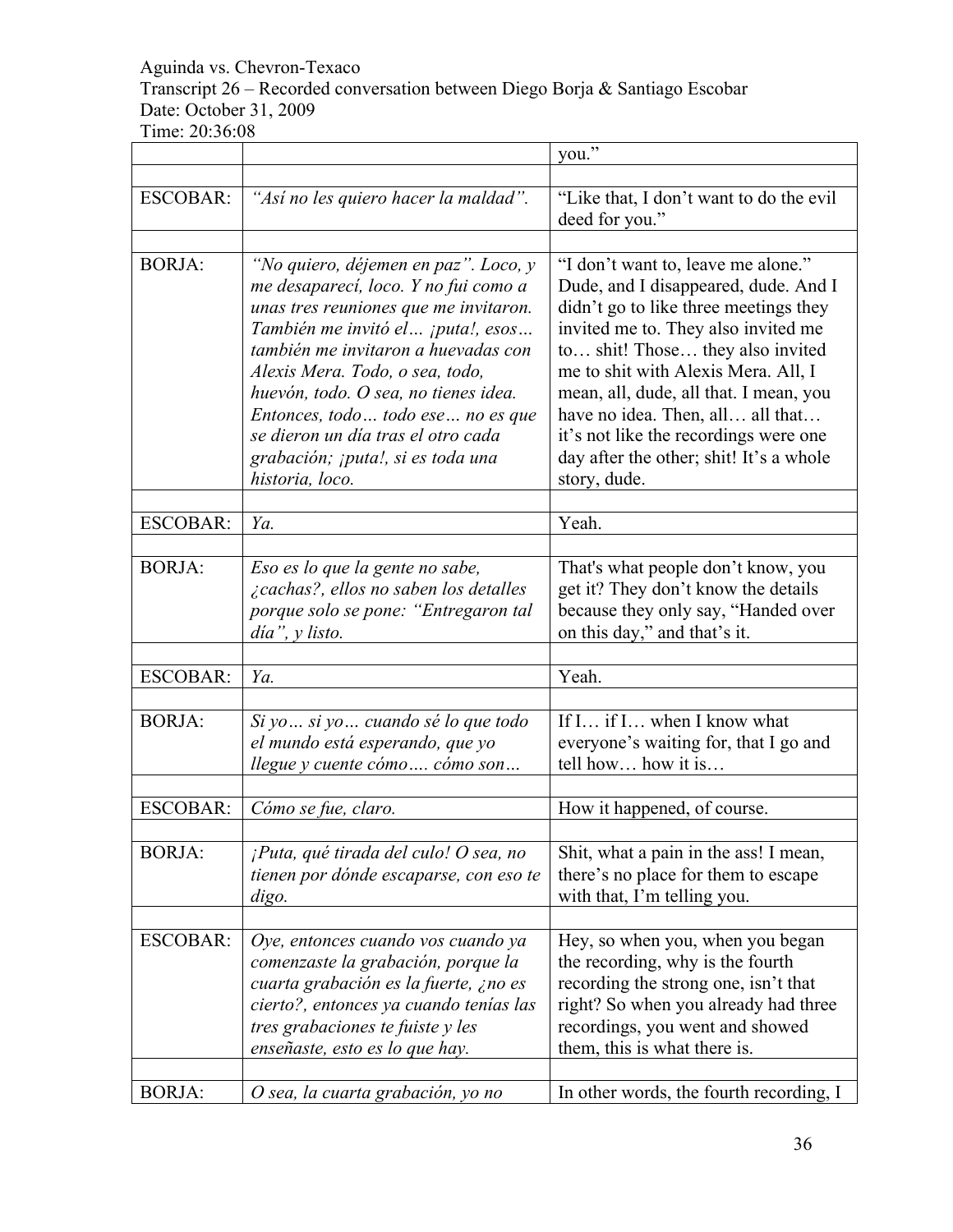| | | you." |
|---|---|---|
| | | |
| ESCOBAR: | *"Así no les quiero hacer la maldad".* | "Like that, I don't want to do the evil deed for you." |
| | | |
| BORJA: | *"No quiero, déjemen en paz". Loco, y me desaparecí, loco. Y no fui como a unas tres reuniones que me invitaron. También me invitó el… ¡puta!, esos… también me invitaron a huevadas con Alexis Mera. Todo, o sea, todo, huevón, todo. O sea, no tienes idea. Entonces, todo… todo ese… no es que se dieron un día tras el otro cada grabación; ¡puta!, si es toda una historia, loco.* | "I don't want to, leave me alone." Dude, and I disappeared, dude. And I didn't go to like three meetings they invited me to. They also invited me to… shit! Those… they also invited me to shit with Alexis Mera. All, I mean, all, dude, all that. I mean, you have no idea. Then, all… all that… it's not like the recordings were one day after the other; shit! It's a whole story, dude. |
| | | |
| ESCOBAR: | *Ya.* | Yeah. |
| | | |
| BORJA: | *Eso es lo que la gente no sabe, ¿cachas?, ellos no saben los detalles porque solo se pone: "Entregaron tal día", y listo.* | That's what people don't know, you get it? They don't know the details because they only say, "Handed over on this day," and that's it. |
| | | |
| ESCOBAR: | *Ya.* | Yeah. |
| | | |
| BORJA: | *Si yo… si yo… cuando sé lo que todo el mundo está esperando, que yo llegue y cuente cómo…. cómo son…* | If I… if I… when I know what everyone's waiting for, that I go and tell how… how it is… |
| | | |
| ESCOBAR: | *Cómo se fue, claro.* | How it happened, of course. |
| | | |
| BORJA: | *¡Puta, qué tirada del culo! O sea, no tienen por dónde escaparse, con eso te digo.* | Shit, what a pain in the ass! I mean, there's no place for them to escape with that, I'm telling you. |
| | | |
| ESCOBAR: | *Oye, entonces cuando vos cuando ya comenzaste la grabación, porque la cuarta grabación es la fuerte, ¿no es cierto?, entonces ya cuando tenías las tres grabaciones te fuiste y les enseñaste, esto es lo que hay.* | Hey, so when you, when you began the recording, why is the fourth recording the strong one, isn't that right? So when you already had three recordings, you went and showed them, this is what there is. |
| | | |
| BORJA: | *O sea, la cuarta grabación, yo no* | In other words, the fourth recording, I |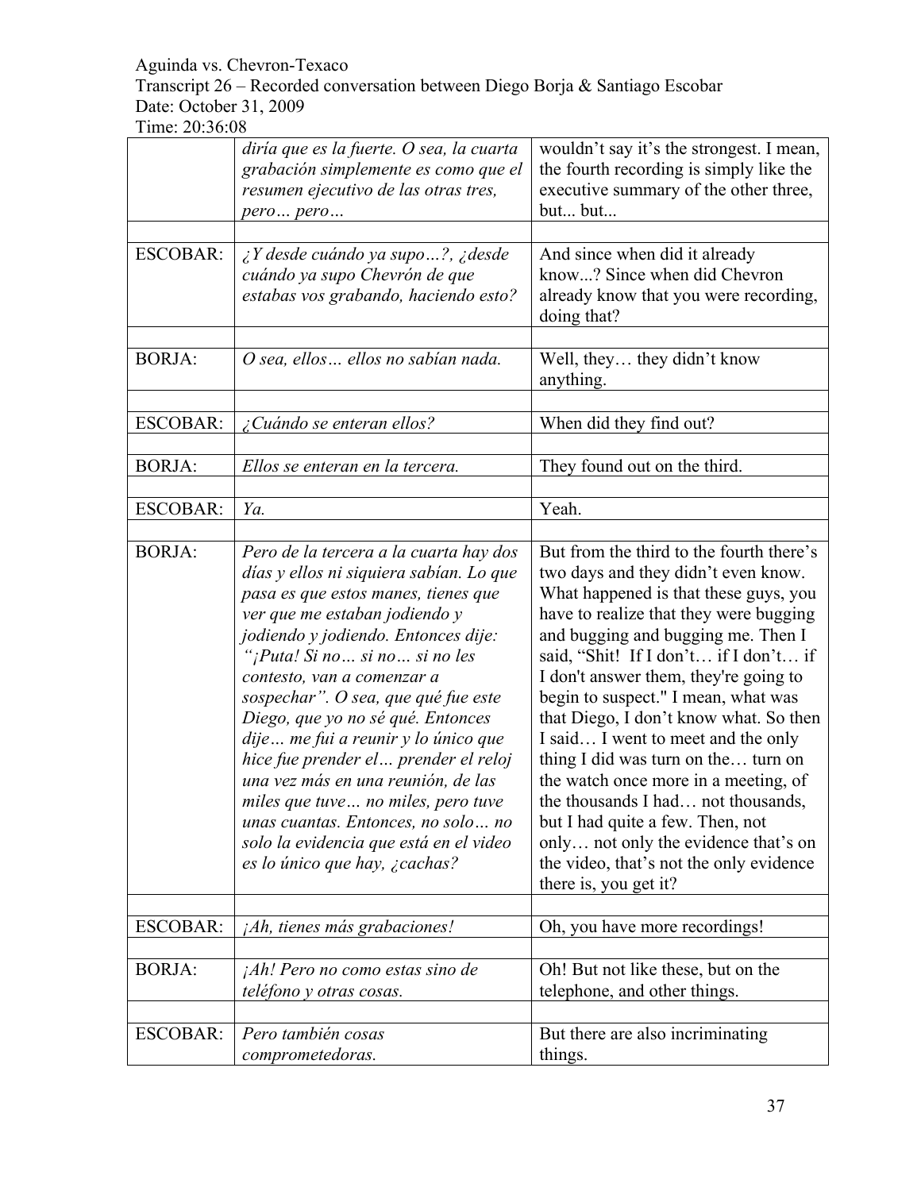Aguinda vs. Chevron-Texaco
Transcript 26 – Recorded conversation between Diego Borja & Santiago Escobar
Date: October 31, 2009
Time: 20:36:08

| | | |
|---|---|---|
| | *diría que es la fuerte. O sea, la cuarta grabación simplemente es como que el resumen ejecutivo de las otras tres, pero… pero…* | wouldn't say it's the strongest. I mean, the fourth recording is simply like the executive summary of the other three, but... but... |
| | | |
| ESCOBAR: | *¿Y desde cuándo ya supo…?, ¿desde cuándo ya supo Chevrón de que estabas vos grabando, haciendo esto?* | And since when did it already know...? Since when did Chevron already know that you were recording, doing that? |
| | | |
| BORJA: | *O sea, ellos… ellos no sabían nada.* | Well, they… they didn't know anything. |
| | | |
| ESCOBAR: | *¿Cuándo se enteran ellos?* | When did they find out? |
| | | |
| BORJA: | *Ellos se enteran en la tercera.* | They found out on the third. |
| | | |
| ESCOBAR: | *Ya.* | Yeah. |
| | | |
| BORJA: | *Pero de la tercera a la cuarta hay dos días y ellos ni siquiera sabían. Lo que pasa es que estos manes, tienes que ver que me estaban jodiendo y jodiendo y jodiendo. Entonces dije: "¡Puta! Si no… si no… si no les contesto, van a comenzar a sospechar". O sea, que qué fue este Diego, que yo no sé qué. Entonces dije… me fui a reunir y lo único que hice fue prender el… prender el reloj una vez más en una reunión, de las miles que tuve… no miles, pero tuve unas cuantas. Entonces, no solo… no solo la evidencia que está en el video es lo único que hay, ¿cachas?* | But from the third to the fourth there's two days and they didn't even know. What happened is that these guys, you have to realize that they were bugging and bugging and bugging me. Then I said, "Shit! If I don't… if I don't… if I don't answer them, they're going to begin to suspect." I mean, what was that Diego, I don't know what. So then I said… I went to meet and the only thing I did was turn on the… turn on the watch once more in a meeting, of the thousands I had… not thousands, but I had quite a few. Then, not only… not only the evidence that's on the video, that's not the only evidence there is, you get it? |
| | | |
| ESCOBAR: | *¡Ah, tienes más grabaciones!* | Oh, you have more recordings! |
| | | |
| BORJA: | *¡Ah! Pero no como estas sino de teléfono y otras cosas.* | Oh! But not like these, but on the telephone, and other things. |
| | | |
| ESCOBAR: | *Pero también cosas comprometedoras.* | But there are also incriminating things. |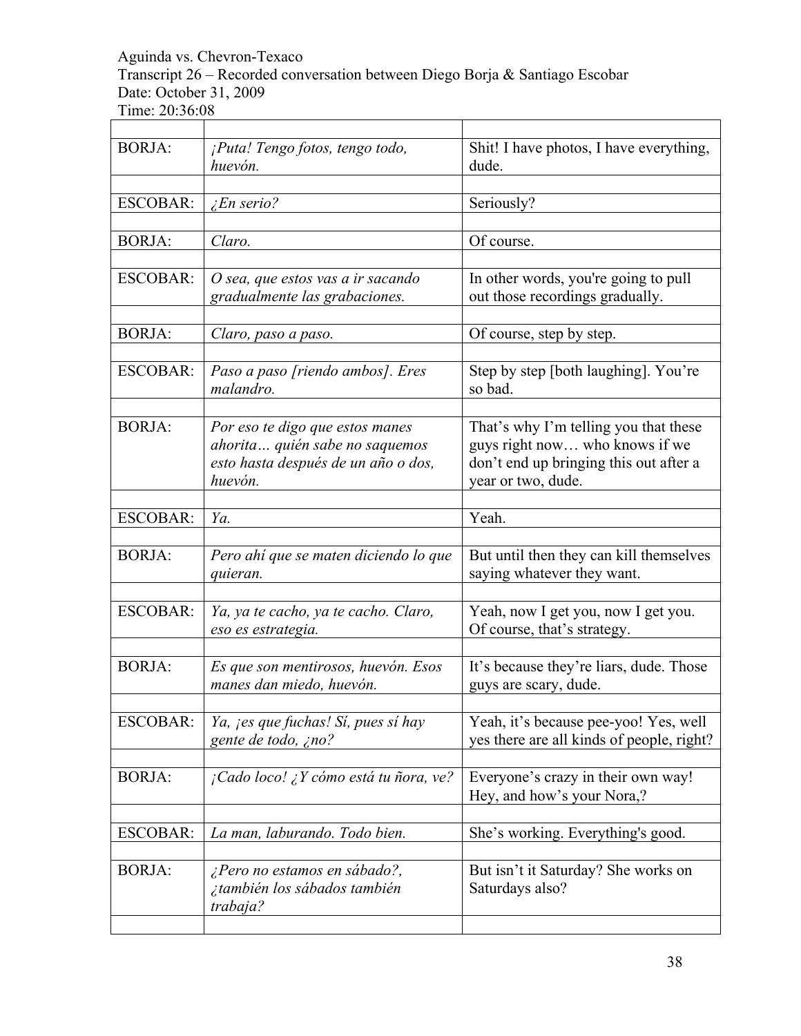Aguinda vs. Chevron-Texaco
Transcript 26 – Recorded conversation between Diego Borja & Santiago Escobar
Date: October 31, 2009
Time: 20:36:08

| | | |
|---|---|---|
| BORJA: | *¡Puta! Tengo fotos, tengo todo, huevón.* | Shit! I have photos, I have everything, dude. |
| | | |
| ESCOBAR: | *¿En serio?* | Seriously? |
| | | |
| BORJA: | *Claro.* | Of course. |
| | | |
| ESCOBAR: | *O sea, que estos vas a ir sacando gradualmente las grabaciones.* | In other words, you're going to pull out those recordings gradually. |
| | | |
| BORJA: | *Claro, paso a paso.* | Of course, step by step. |
| | | |
| ESCOBAR: | *Paso a paso [riendo ambos]. Eres malandro.* | Step by step [both laughing]. You're so bad. |
| | | |
| BORJA: | *Por eso te digo que estos manes ahorita… quién sabe no saquemos esto hasta después de un año o dos, huevón.* | That's why I'm telling you that these guys right now… who knows if we don't end up bringing this out after a year or two, dude. |
| | | |
| ESCOBAR: | *Ya.* | Yeah. |
| | | |
| BORJA: | *Pero ahí que se maten diciendo lo que quieran.* | But until then they can kill themselves saying whatever they want. |
| | | |
| ESCOBAR: | *Ya, ya te cacho, ya te cacho. Claro, eso es estrategia.* | Yeah, now I get you, now I get you. Of course, that's strategy. |
| | | |
| BORJA: | *Es que son mentirosos, huevón. Esos manes dan miedo, huevón.* | It's because they're liars, dude. Those guys are scary, dude. |
| | | |
| ESCOBAR: | *Ya, ¡es que fuchas! Sí, pues sí hay gente de todo, ¿no?* | Yeah, it's because pee-yoo! Yes, well yes there are all kinds of people, right? |
| | | |
| BORJA: | *¡Cado loco! ¿Y cómo está tu ñora, ve?* | Everyone's crazy in their own way! Hey, and how's your Nora,? |
| | | |
| ESCOBAR: | *La man, laburando. Todo bien.* | She's working. Everything's good. |
| | | |
| BORJA: | *¿Pero no estamos en sábado?, ¿también los sábados también trabaja?* | But isn't it Saturday? She works on Saturdays also? |
| | | |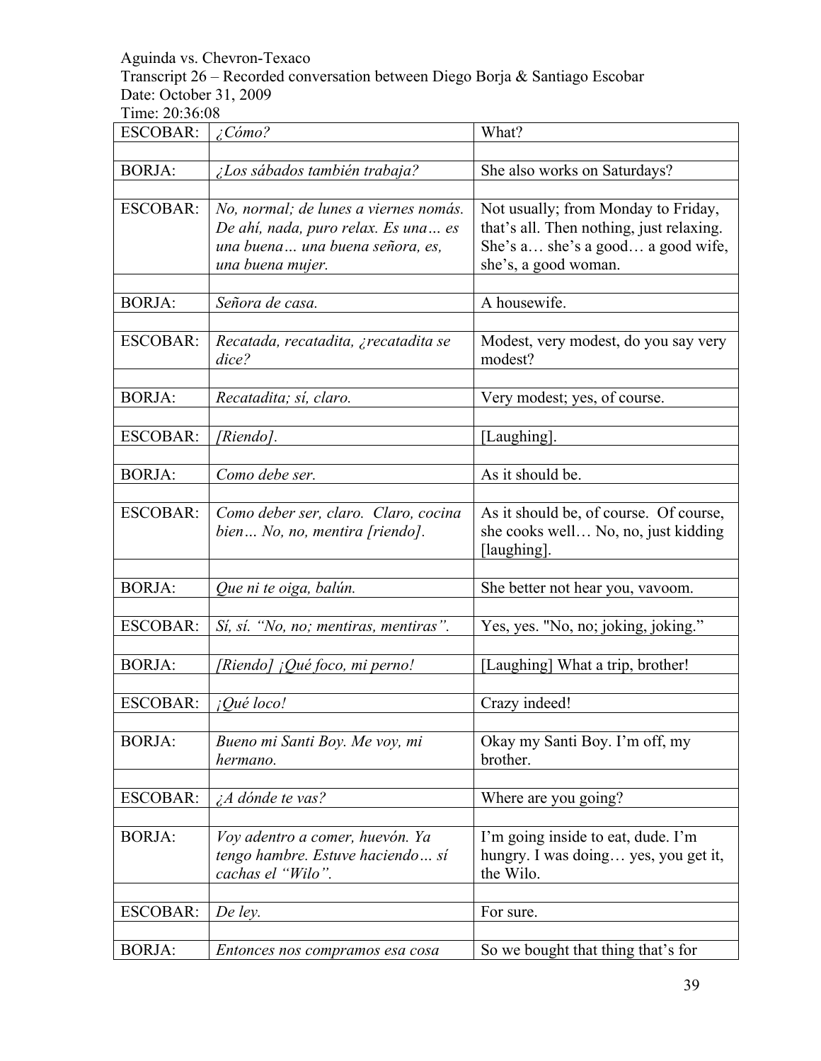Aguinda vs. Chevron-Texaco
Transcript 26 – Recorded conversation between Diego Borja & Santiago Escobar
Date: October 31, 2009
Time: 20:36:08

| | | |
|---|---|---|
| ESCOBAR: | *¿Cómo?* | What? |
| | | |
| BORJA: | *¿Los sábados también trabaja?* | She also works on Saturdays? |
| | | |
| ESCOBAR: | *No, normal; de lunes a viernes nomás. De ahí, nada, puro relax. Es una… es una buena… una buena señora, es, una buena mujer.* | Not usually; from Monday to Friday, that's all. Then nothing, just relaxing. She's a… she's a good… a good wife, she's, a good woman. |
| | | |
| BORJA: | *Señora de casa.* | A housewife. |
| | | |
| ESCOBAR: | *Recatada, recatadita, ¿recatadita se dice?* | Modest, very modest, do you say very modest? |
| | | |
| BORJA: | *Recatadita; sí, claro.* | Very modest; yes, of course. |
| | | |
| ESCOBAR: | *[Riendo].* | [Laughing]. |
| | | |
| BORJA: | *Como debe ser.* | As it should be. |
| | | |
| ESCOBAR: | *Como deber ser, claro. Claro, cocina bien… No, no, mentira [riendo].* | As it should be, of course. Of course, she cooks well… No, no, just kidding [laughing]. |
| | | |
| BORJA: | *Que ni te oiga, balún.* | She better not hear you, vavoom. |
| | | |
| ESCOBAR: | *Sí, sí. "No, no; mentiras, mentiras".* | Yes, yes. "No, no; joking, joking." |
| | | |
| BORJA: | *[Riendo] ¡Qué foco, mi perno!* | [Laughing] What a trip, brother! |
| | | |
| ESCOBAR: | *¡Qué loco!* | Crazy indeed! |
| | | |
| BORJA: | *Bueno mi Santi Boy. Me voy, mi hermano.* | Okay my Santi Boy. I'm off, my brother. |
| | | |
| ESCOBAR: | *¿A dónde te vas?* | Where are you going? |
| | | |
| BORJA: | *Voy adentro a comer, huevón. Ya tengo hambre. Estuve haciendo… sí cachas el "Wilo".* | I'm going inside to eat, dude. I'm hungry. I was doing… yes, you get it, the Wilo. |
| | | |
| ESCOBAR: | *De ley.* | For sure. |
| | | |
| BORJA: | *Entonces nos compramos esa cosa* | So we bought that thing that's for |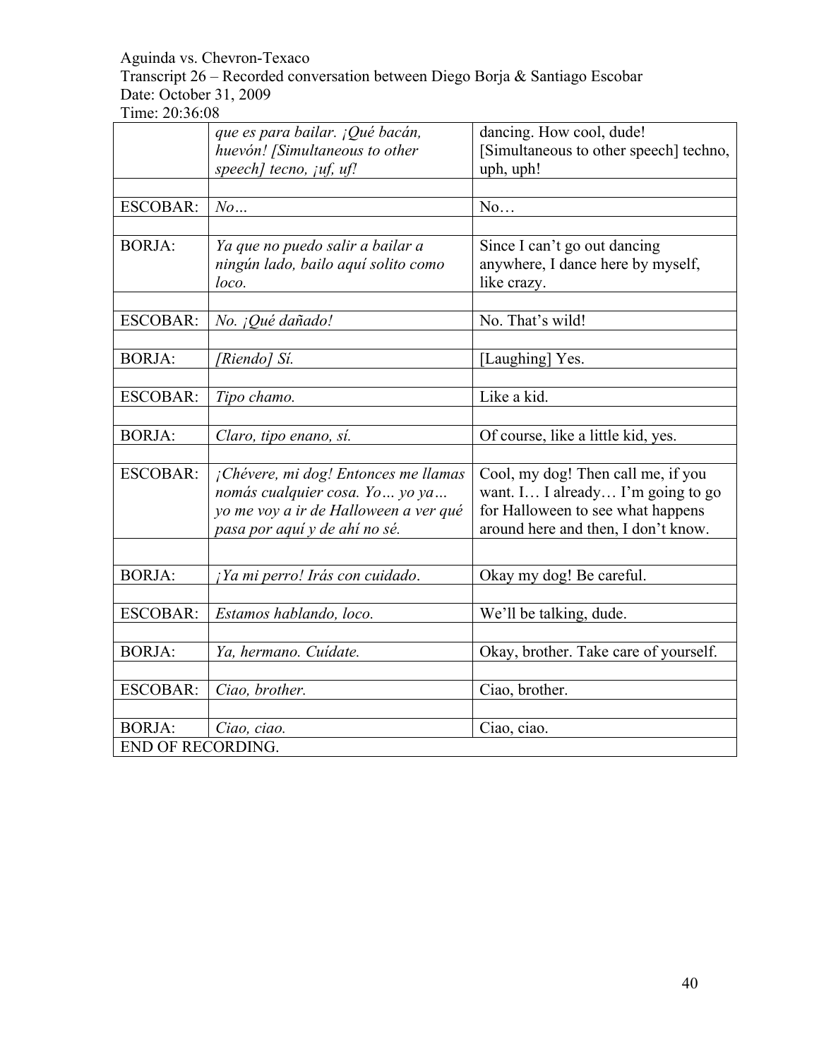Aguinda vs. Chevron-Texaco
Transcript 26 – Recorded conversation between Diego Borja & Santiago Escobar
Date: October 31, 2009
Time: 20:36:08

| | | |
|---|---|---|
| | *que es para bailar. ¡Qué bacán, huevón! [Simultaneous to other speech] tecno, ¡uf, uf!* | dancing. How cool, dude! [Simultaneous to other speech] techno, uph, uph! |
| | | |
| ESCOBAR: | *No…* | No… |
| | | |
| BORJA: | *Ya que no puedo salir a bailar a ningún lado, bailo aquí solito como loco.* | Since I can't go out dancing anywhere, I dance here by myself, like crazy. |
| | | |
| ESCOBAR: | *No. ¡Qué dañado!* | No. That's wild! |
| | | |
| BORJA: | *[Riendo] Sí.* | [Laughing] Yes. |
| | | |
| ESCOBAR: | *Tipo chamo.* | Like a kid. |
| | | |
| BORJA: | *Claro, tipo enano, sí.* | Of course, like a little kid, yes. |
| | | |
| ESCOBAR: | *¡Chévere, mi dog! Entonces me llamas nomás cualquier cosa. Yo… yo ya… yo me voy a ir de Halloween a ver qué pasa por aquí y de ahí no sé.* | Cool, my dog! Then call me, if you want. I… I already… I'm going to go for Halloween to see what happens around here and then, I don't know. |
| | | |
| BORJA: | *¡Ya mi perro! Irás con cuidado.* | Okay my dog! Be careful. |
| | | |
| ESCOBAR: | *Estamos hablando, loco.* | We'll be talking, dude. |
| | | |
| BORJA: | *Ya, hermano. Cuídate.* | Okay, brother. Take care of yourself. |
| | | |
| ESCOBAR: | *Ciao, brother.* | Ciao, brother. |
| | | |
| BORJA: | *Ciao, ciao.* | Ciao, ciao. |
| END OF RECORDING. | | |